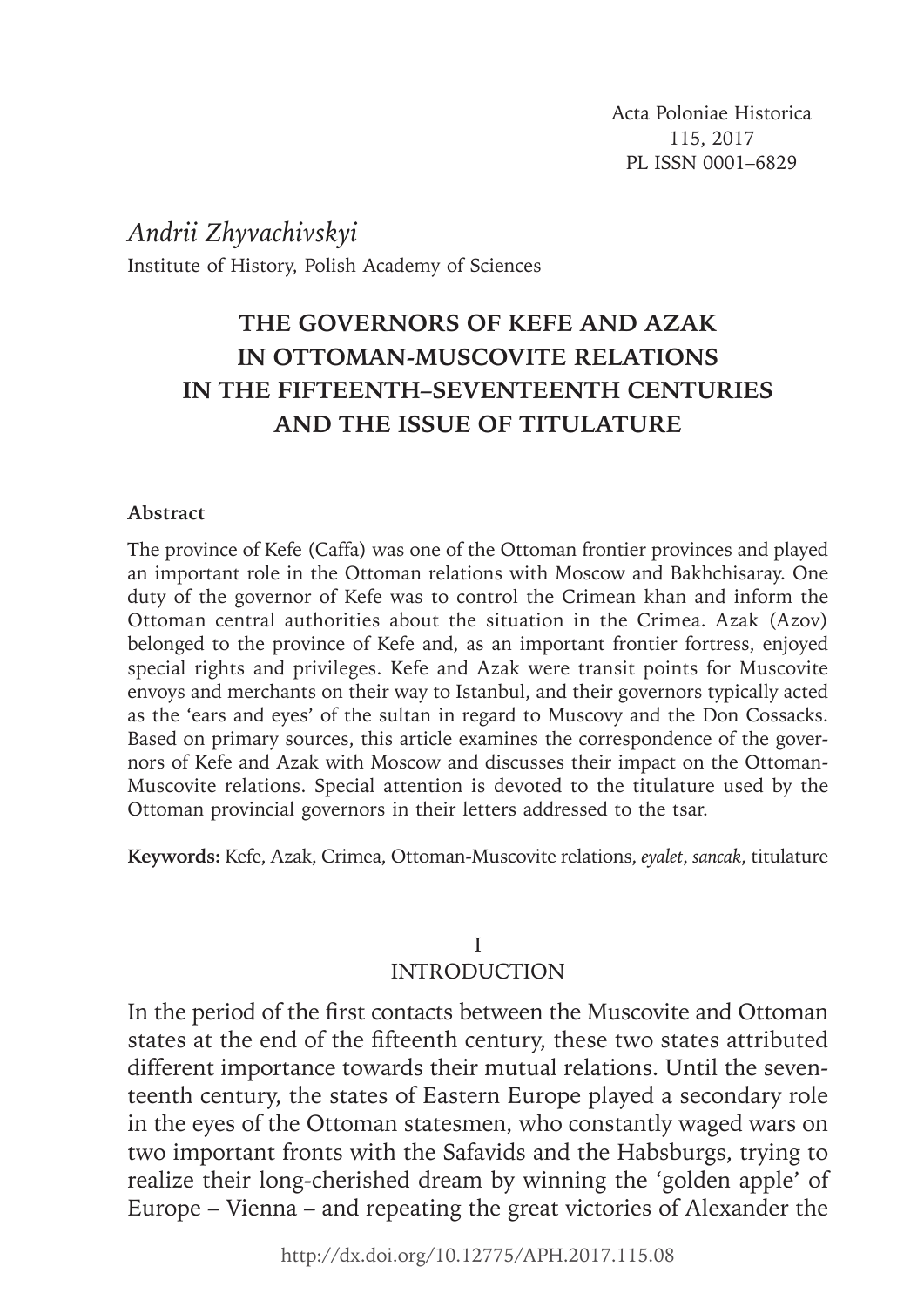Acta Poloniae Historica
115, 2017
PL ISSN 0001–6829

*Andrii Zhyvachivskyi*
Institute of History, Polish Academy of Sciences

# THE GOVERNORS OF KEFE AND AZAK IN OTTOMAN-MUSCOVITE RELATIONS IN THE FIFTEENTH–SEVENTEENTH CENTURIES AND THE ISSUE OF TITULATURE

**Abstract**

The province of Kefe (Caffa) was one of the Ottoman frontier provinces and played an important role in the Ottoman relations with Moscow and Bakhchisaray. One duty of the governor of Kefe was to control the Crimean khan and inform the Ottoman central authorities about the situation in the Crimea. Azak (Azov) belonged to the province of Kefe and, as an important frontier fortress, enjoyed special rights and privileges. Kefe and Azak were transit points for Muscovite envoys and merchants on their way to Istanbul, and their governors typically acted as the 'ears and eyes' of the sultan in regard to Muscovy and the Don Cossacks. Based on primary sources, this article examines the correspondence of the governors of Kefe and Azak with Moscow and discusses their impact on the Ottoman-Muscovite relations. Special attention is devoted to the titulature used by the Ottoman provincial governors in their letters addressed to the tsar.

**Keywords:** Kefe, Azak, Crimea, Ottoman-Muscovite relations, *eyalet*, *sancak*, titulature

## I
## INTRODUCTION

In the period of the first contacts between the Muscovite and Ottoman states at the end of the fifteenth century, these two states attributed different importance towards their mutual relations. Until the seventeenth century, the states of Eastern Europe played a secondary role in the eyes of the Ottoman statesmen, who constantly waged wars on two important fronts with the Safavids and the Habsburgs, trying to realize their long-cherished dream by winning the 'golden apple' of Europe – Vienna – and repeating the great victories of Alexander the

http://dx.doi.org/10.12775/APH.2017.115.08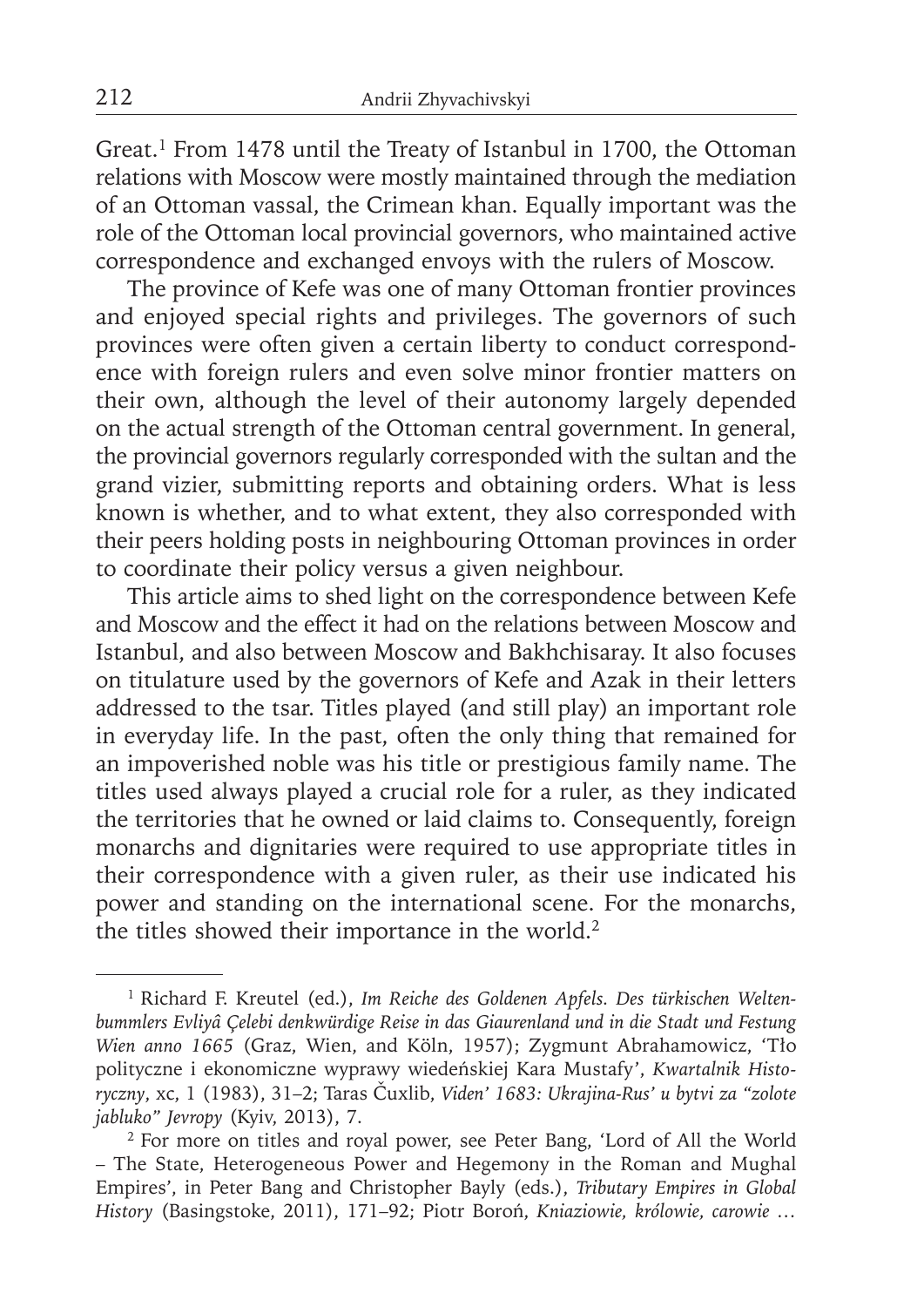Great.[1] From 1478 until the Treaty of Istanbul in 1700, the Ottoman relations with Moscow were mostly maintained through the mediation of an Ottoman vassal, the Crimean khan. Equally important was the role of the Ottoman local provincial governors, who maintained active correspondence and exchanged envoys with the rulers of Moscow.

The province of Kefe was one of many Ottoman frontier provinces and enjoyed special rights and privileges. The governors of such provinces were often given a certain liberty to conduct correspondence with foreign rulers and even solve minor frontier matters on their own, although the level of their autonomy largely depended on the actual strength of the Ottoman central government. In general, the provincial governors regularly corresponded with the sultan and the grand vizier, submitting reports and obtaining orders. What is less known is whether, and to what extent, they also corresponded with their peers holding posts in neighbouring Ottoman provinces in order to coordinate their policy versus a given neighbour.

This article aims to shed light on the correspondence between Kefe and Moscow and the effect it had on the relations between Moscow and Istanbul, and also between Moscow and Bakhchisaray. It also focuses on titulature used by the governors of Kefe and Azak in their letters addressed to the tsar. Titles played (and still play) an important role in everyday life. In the past, often the only thing that remained for an impoverished noble was his title or prestigious family name. The titles used always played a crucial role for a ruler, as they indicated the territories that he owned or laid claims to. Consequently, foreign monarchs and dignitaries were required to use appropriate titles in their correspondence with a given ruler, as their use indicated his power and standing on the international scene. For the monarchs, the titles showed their importance in the world.[2]

---

[1] Richard F. Kreutel (ed.), *Im Reiche des Goldenen Apfels. Des türkischen Weltenbummlers Evliyâ Çelebi denkwürdige Reise in das Giaurenland und in die Stadt und Festung Wien anno 1665* (Graz, Wien, and Köln, 1957); Zygmunt Abrahamowicz, 'Tło polityczne i ekonomiczne wyprawy wiedeńskiej Kara Mustafy', *Kwartalnik Historyczny*, xc, 1 (1983), 31–2; Taras Čuxlib, *Viden' 1683: Ukrajina-Rus' u bytvi za "zolote jabluko" Jevropy* (Kyiv, 2013), 7.

[2] For more on titles and royal power, see Peter Bang, 'Lord of All the World – The State, Heterogeneous Power and Hegemony in the Roman and Mughal Empires', in Peter Bang and Christopher Bayly (eds.), *Tributary Empires in Global History* (Basingstoke, 2011), 171–92; Piotr Boroń, *Kniaziowie, królowie, carowie …*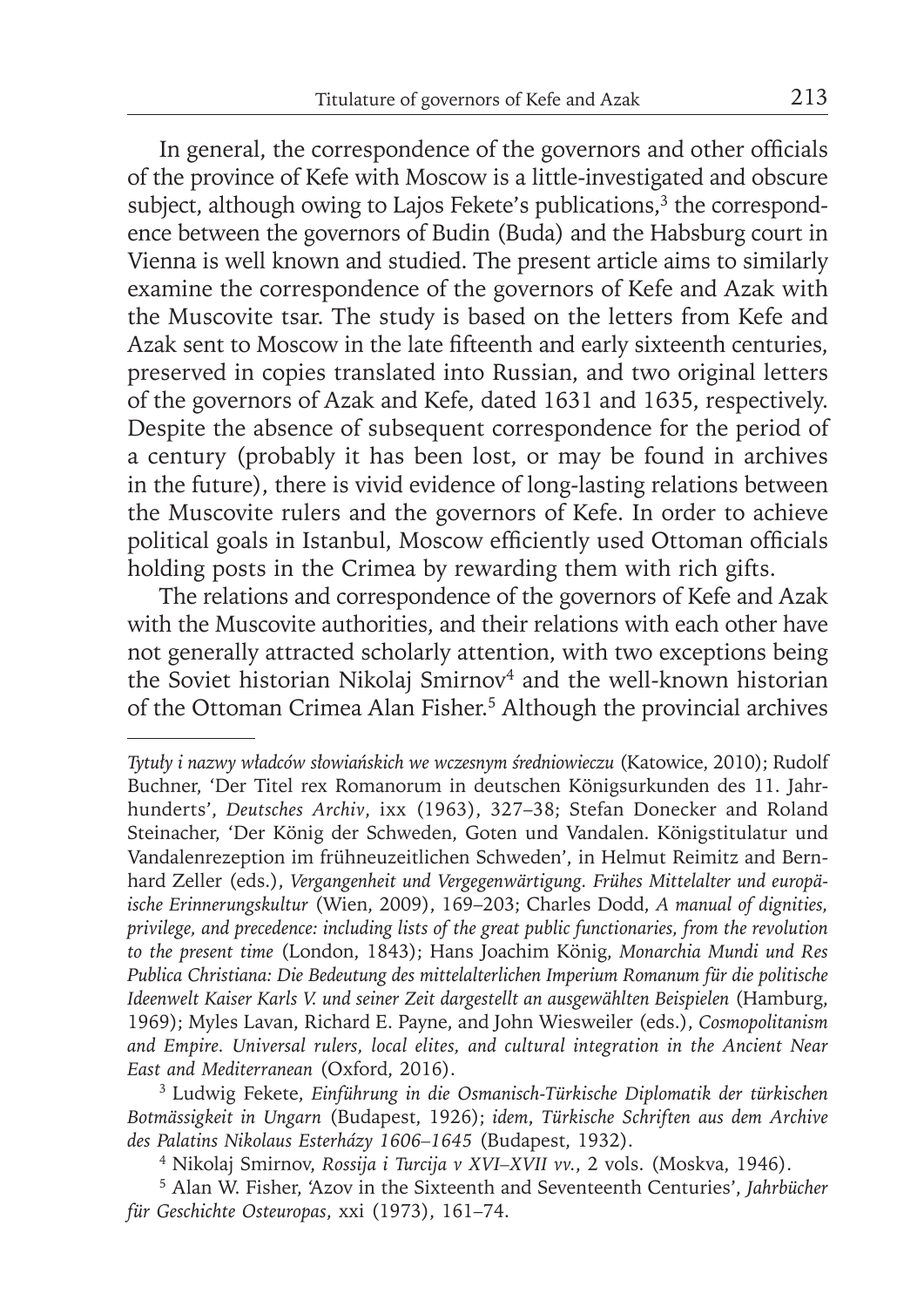In general, the correspondence of the governors and other officials of the province of Kefe with Moscow is a little-investigated and obscure subject, although owing to Lajos Fekete's publications,[3] the correspondence between the governors of Budin (Buda) and the Habsburg court in Vienna is well known and studied. The present article aims to similarly examine the correspondence of the governors of Kefe and Azak with the Muscovite tsar. The study is based on the letters from Kefe and Azak sent to Moscow in the late fifteenth and early sixteenth centuries, preserved in copies translated into Russian, and two original letters of the governors of Azak and Kefe, dated 1631 and 1635, respectively. Despite the absence of subsequent correspondence for the period of a century (probably it has been lost, or may be found in archives in the future), there is vivid evidence of long-lasting relations between the Muscovite rulers and the governors of Kefe. In order to achieve political goals in Istanbul, Moscow efficiently used Ottoman officials holding posts in the Crimea by rewarding them with rich gifts.

The relations and correspondence of the governors of Kefe and Azak with the Muscovite authorities, and their relations with each other have not generally attracted scholarly attention, with two exceptions being the Soviet historian Nikolaj Smirnov[4] and the well-known historian of the Ottoman Crimea Alan Fisher.[5] Although the provincial archives

---

*Tytuły i nazwy władców słowiańskich we wczesnym średniowieczu* (Katowice, 2010); Rudolf Buchner, 'Der Titel rex Romanorum in deutschen Königsurkunden des 11. Jahrhunderts', *Deutsches Archiv*, ixx (1963), 327–38; Stefan Donecker and Roland Steinacher, 'Der König der Schweden, Goten und Vandalen. Königstitulatur und Vandalenrezeption im frühneuzeitlichen Schweden', in Helmut Reimitz and Bernhard Zeller (eds.), *Vergangenheit und Vergegenwärtigung. Frühes Mittelalter und europäische Erinnerungskultur* (Wien, 2009), 169–203; Charles Dodd, *A manual of dignities, privilege, and precedence: including lists of the great public functionaries, from the revolution to the present time* (London, 1843); Hans Joachim König, *Monarchia Mundi und Res Publica Christiana: Die Bedeutung des mittelalterlichen Imperium Romanum für die politische Ideenwelt Kaiser Karls V. und seiner Zeit dargestellt an ausgewählten Beispielen* (Hamburg, 1969); Myles Lavan, Richard E. Payne, and John Wiesweiler (eds.), *Cosmopolitanism and Empire. Universal rulers, local elites, and cultural integration in the Ancient Near East and Mediterranean* (Oxford, 2016).

[3] Ludwig Fekete, *Einführung in die Osmanisch-Türkische Diplomatik der türkischen Botmässigkeit in Ungarn* (Budapest, 1926); *idem*, *Türkische Schriften aus dem Archive des Palatins Nikolaus Esterházy 1606–1645* (Budapest, 1932).

[4] Nikolaj Smirnov, *Rossija i Turcija v XVI–XVII vv.*, 2 vols. (Moskva, 1946).

[5] Alan W. Fisher, 'Azov in the Sixteenth and Seventeenth Centuries', *Jahrbücher für Geschichte Osteuropas*, xxi (1973), 161–74.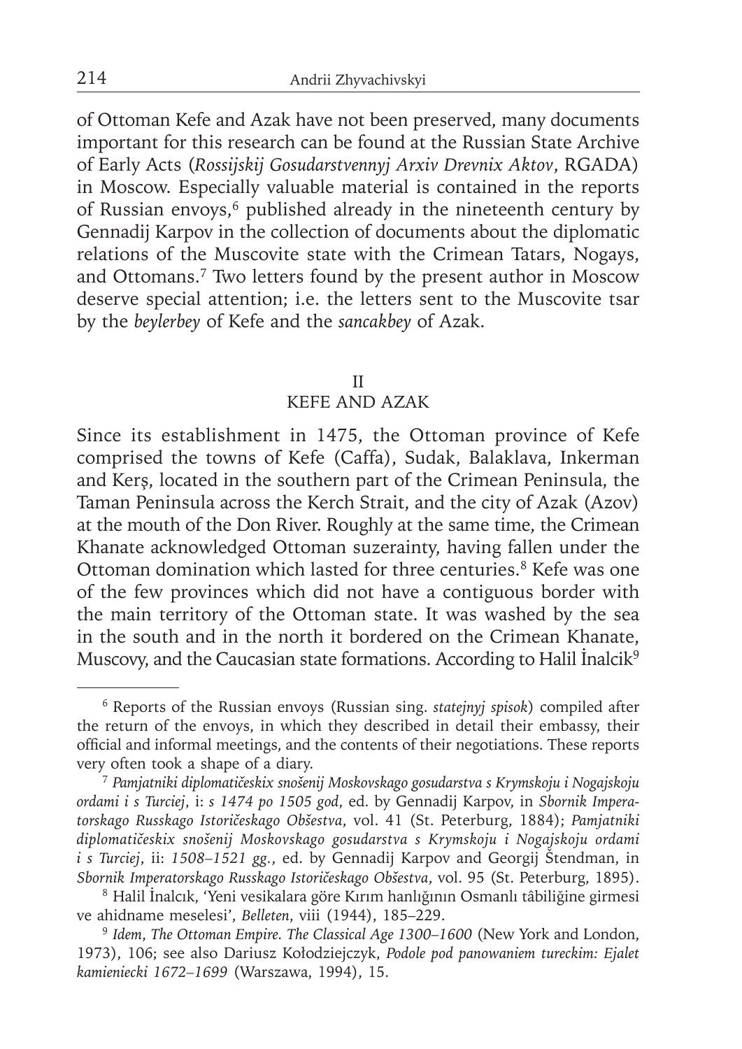of Ottoman Kefe and Azak have not been preserved, many documents important for this research can be found at the Russian State Archive of Early Acts (*Rossijskij Gosudarstvennyj Arxiv Drevnix Aktov*, RGADA) in Moscow. Especially valuable material is contained in the reports of Russian envoys,[6] published already in the nineteenth century by Gennadij Karpov in the collection of documents about the diplomatic relations of the Muscovite state with the Crimean Tatars, Nogays, and Ottomans.[7] Two letters found by the present author in Moscow deserve special attention; i.e. the letters sent to the Muscovite tsar by the *beylerbey* of Kefe and the *sancakbey* of Azak.

## II
## KEFE AND AZAK

Since its establishment in 1475, the Ottoman province of Kefe comprised the towns of Kefe (Caffa), Sudak, Balaklava, Inkerman and Kerş, located in the southern part of the Crimean Peninsula, the Taman Peninsula across the Kerch Strait, and the city of Azak (Azov) at the mouth of the Don River. Roughly at the same time, the Crimean Khanate acknowledged Ottoman suzerainty, having fallen under the Ottoman domination which lasted for three centuries.[8] Kefe was one of the few provinces which did not have a contiguous border with the main territory of the Ottoman state. It was washed by the sea in the south and in the north it bordered on the Crimean Khanate, Muscovy, and the Caucasian state formations. According to Halil İnalcik[9]

---

[6] Reports of the Russian envoys (Russian sing. *statejnyj spisok*) compiled after the return of the envoys, in which they described in detail their embassy, their official and informal meetings, and the contents of their negotiations. These reports very often took a shape of a diary.

[7] *Pamjatniki diplomatičeskix snošenij Moskovskago gosudarstva s Krymskoju i Nogajskoju ordami i s Turciej*, i: *s 1474 po 1505 god*, ed. by Gennadij Karpov, in *Sbornik Imperatorskago Russkago Istoričeskago Obšestva*, vol. 41 (St. Peterburg, 1884); *Pamjatniki diplomatičeskix snošenij Moskovskago gosudarstva s Krymskoju i Nogajskoju ordami i s Turciej*, ii: *1508–1521 gg.*, ed. by Gennadij Karpov and Georgij Štendman, in *Sbornik Imperatorskago Russkago Istoričeskago Obšestva*, vol. 95 (St. Peterburg, 1895).

[8] Halil İnalcık, 'Yeni vesikalara göre Kırım hanlığının Osmanlı tâbiliğine girmesi ve ahidname meselesi', *Belleten*, viii (1944), 185–229.

[9] *Idem*, *The Ottoman Empire. The Classical Age 1300–1600* (New York and London, 1973), 106; see also Dariusz Kołodziejczyk, *Podole pod panowaniem tureckim: Ejalet kamieniecki 1672–1699* (Warszawa, 1994), 15.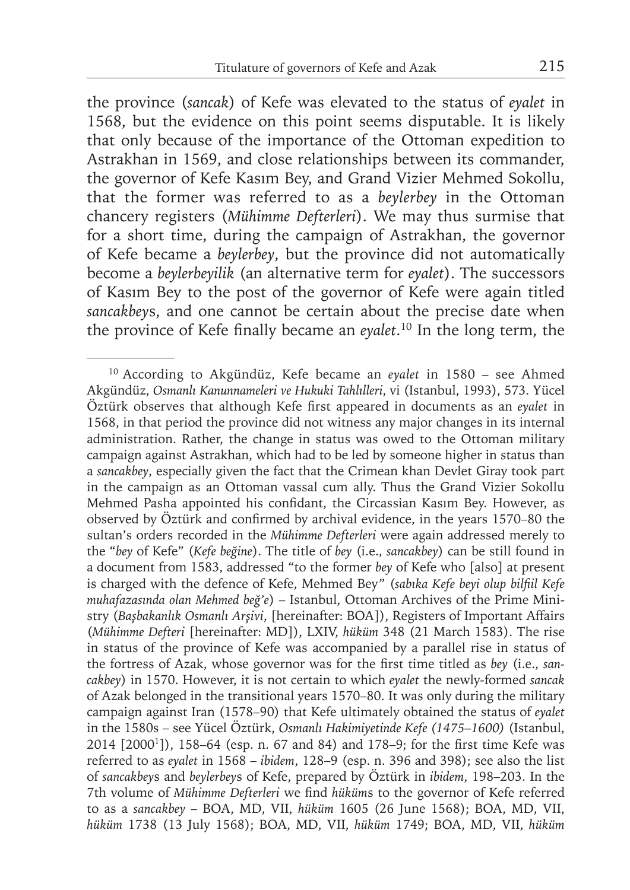the province (*sancak*) of Kefe was elevated to the status of *eyalet* in 1568, but the evidence on this point seems disputable. It is likely that only because of the importance of the Ottoman expedition to Astrakhan in 1569, and close relationships between its commander, the governor of Kefe Kasım Bey, and Grand Vizier Mehmed Sokollu, that the former was referred to as a *beylerbey* in the Ottoman chancery registers (*Mühimme Defterleri*). We may thus surmise that for a short time, during the campaign of Astrakhan, the governor of Kefe became a *beylerbey*, but the province did not automatically become a *beylerbeyilik* (an alternative term for *eyalet*). The successors of Kasım Bey to the post of the governor of Kefe were again titled *sancakbey*s, and one cannot be certain about the precise date when the province of Kefe finally became an *eyalet*.[10] In the long term, the

---

[10] According to Akgündüz, Kefe became an *eyalet* in 1580 – see Ahmed Akgündüz, *Osmanlı Kanunnameleri ve Hukuki Tahlılleri*, vi (Istanbul, 1993), 573. Yücel Öztürk observes that although Kefe first appeared in documents as an *eyalet* in 1568, in that period the province did not witness any major changes in its internal administration. Rather, the change in status was owed to the Ottoman military campaign against Astrakhan, which had to be led by someone higher in status than a *sancakbey*, especially given the fact that the Crimean khan Devlet Giray took part in the campaign as an Ottoman vassal cum ally. Thus the Grand Vizier Sokollu Mehmed Pasha appointed his confidant, the Circassian Kasım Bey. However, as observed by Öztürk and confirmed by archival evidence, in the years 1570–80 the sultan's orders recorded in the *Mühimme Defterleri* were again addressed merely to the "*bey* of Kefe" (*Kefe beğine*). The title of *bey* (i.e., *sancakbey*) can be still found in a document from 1583, addressed "to the former *bey* of Kefe who [also] at present is charged with the defence of Kefe, Mehmed Bey" (*sabıka Kefe beyi olup bilfiil Kefe muhafazasında olan Mehmed beğ'e*) – Istanbul, Ottoman Archives of the Prime Ministry (*Başbakanlık Osmanlı Arşivi*, [hereinafter: BOA]), Registers of Important Affairs (*Mühimme Defteri* [hereinafter: MD]), LXIV, *hüküm* 348 (21 March 1583). The rise in status of the province of Kefe was accompanied by a parallel rise in status of the fortress of Azak, whose governor was for the first time titled as *bey* (i.e., *sancakbey*) in 1570. However, it is not certain to which *eyalet* the newly-formed *sancak* of Azak belonged in the transitional years 1570–80. It was only during the military campaign against Iran (1578–90) that Kefe ultimately obtained the status of *eyalet* in the 1580s – see Yücel Öztürk, *Osmanlı Hakimiyetinde Kefe (1475–1600)* (Istanbul, 2014 [2000[1]]), 158–64 (esp. n. 67 and 84) and 178–9; for the first time Kefe was referred to as *eyalet* in 1568 – *ibidem*, 128–9 (esp. n. 396 and 398); see also the list of *sancakbey*s and *beylerbey*s of Kefe, prepared by Öztürk in *ibidem*, 198–203. In the 7th volume of *Mühimme Defterleri* we find *hüküm*s to the governor of Kefe referred to as a *sancakbey* – BOA, MD, VII, *hüküm* 1605 (26 June 1568); BOA, MD, VII, *hüküm* 1738 (13 July 1568); BOA, MD, VII, *hüküm* 1749; BOA, MD, VII, *hüküm*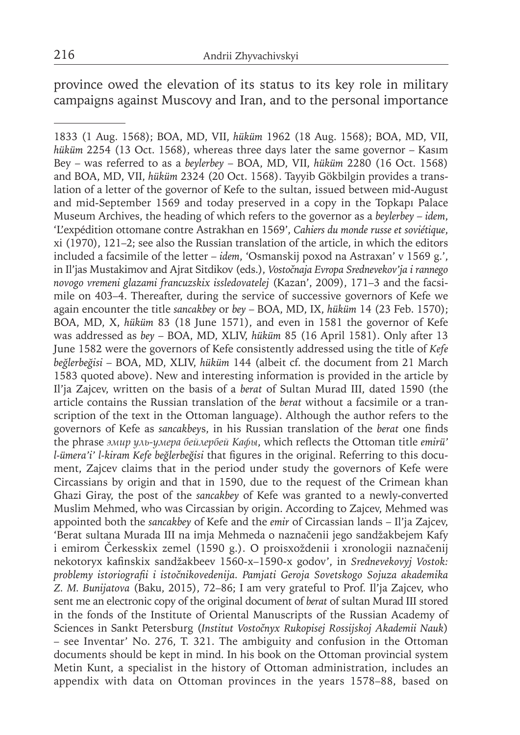province owed the elevation of its status to its key role in military campaigns against Muscovy and Iran, and to the personal importance

---

1833 (1 Aug. 1568); BOA, MD, VII, *hüküm* 1962 (18 Aug. 1568); BOA, MD, VII, *hüküm* 2254 (13 Oct. 1568), whereas three days later the same governor – Kasım Bey – was referred to as a *beylerbey* – BOA, MD, VII, *hüküm* 2280 (16 Oct. 1568) and BOA, MD, VII, *hüküm* 2324 (20 Oct. 1568). Tayyib Gökbilgin provides a translation of a letter of the governor of Kefe to the sultan, issued between mid-August and mid-September 1569 and today preserved in a copy in the Topkapı Palace Museum Archives, the heading of which refers to the governor as a *beylerbey* – *idem*, 'L'expédition ottomane contre Astrakhan en 1569', *Cahiers du monde russe et soviétique*, xi (1970), 121–2; see also the Russian translation of the article, in which the editors included a facsimile of the letter – *idem*, 'Osmanskij poxod na Astraxan' v 1569 g.', in Il'jas Mustakimov and Ajrat Sitdikov (eds.), *Vostočnaja Evropa Srednevekov'ja i rannego novogo vremeni glazami francuzskix issledovatelej* (Kazan', 2009), 171–3 and the facsimile on 403–4. Thereafter, during the service of successive governors of Kefe we again encounter the title *sancakbey* or *bey* – BOA, MD, IX, *hüküm* 14 (23 Feb. 1570); BOA, MD, X, *hüküm* 83 (18 June 1571), and even in 1581 the governor of Kefe was addressed as *bey* – BOA, MD, XLIV, *hüküm* 85 (16 April 1581). Only after 13 June 1582 were the governors of Kefe consistently addressed using the title of *Kefe beğlerbeğisi* – BOA, MD, XLIV, *hüküm* 144 (albeit cf. the document from 21 March 1583 quoted above). New and interesting information is provided in the article by Il'ja Zajcev, written on the basis of a *berat* of Sultan Murad III, dated 1590 (the article contains the Russian translation of the *berat* without a facsimile or a transcription of the text in the Ottoman language). Although the author refers to the governors of Kefe as *sancakbey*s, in his Russian translation of the *berat* one finds the phrase *эмир уль-умера бейлербей Кафы*, which reflects the Ottoman title *emirü' l-ümera'i' l-kiram Kefe beğlerbeğisi* that figures in the original. Referring to this document, Zajcev claims that in the period under study the governors of Kefe were Circassians by origin and that in 1590, due to the request of the Crimean khan Ghazi Giray, the post of the *sancakbey* of Kefe was granted to a newly-converted Muslim Mehmed, who was Circassian by origin. According to Zajcev, Mehmed was appointed both the *sancakbey* of Kefe and the *emir* of Circassian lands – Il'ja Zajcev, 'Berat sultana Murada III na imja Mehmeda o naznačenii jego sandžakbejem Kafy i emirom Čerkesskix zemel (1590 g.). O proisxoždenii i xronologii naznačenij nekotoryx kafinskix sandžakbeev 1560-x–1590-x godov', in *Srednevekovyj Vostok: problemy istoriografii i istočnikovedenija. Pamjati Geroja Sovetskogo Sojuza akademika Z. M. Bunijatova* (Baku, 2015), 72–86; I am very grateful to Prof. Il'ja Zajcev, who sent me an electronic copy of the original document of *berat* of sultan Murad III stored in the fonds of the Institute of Oriental Manuscripts of the Russian Academy of Sciences in Sankt Petersburg (*Institut Vostočnyx Rukopisej Rossijskoj Akademii Nauk*) – see Inventar' No. 276, T. 321. The ambiguity and confusion in the Ottoman documents should be kept in mind. In his book on the Ottoman provincial system Metin Kunt, a specialist in the history of Ottoman administration, includes an appendix with data on Ottoman provinces in the years 1578–88, based on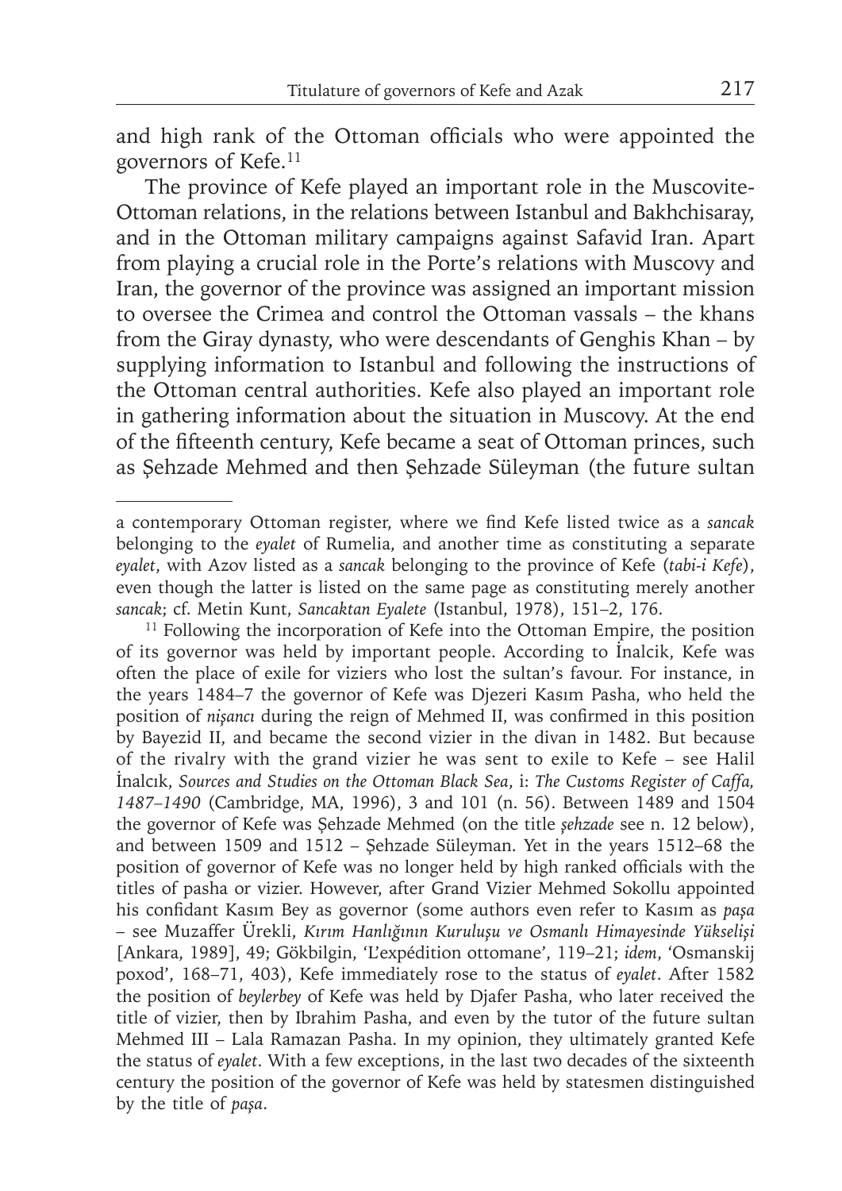and high rank of the Ottoman officials who were appointed the governors of Kefe.[11]

The province of Kefe played an important role in the Muscovite-Ottoman relations, in the relations between Istanbul and Bakhchisaray, and in the Ottoman military campaigns against Safavid Iran. Apart from playing a crucial role in the Porte's relations with Muscovy and Iran, the governor of the province was assigned an important mission to oversee the Crimea and control the Ottoman vassals – the khans from the Giray dynasty, who were descendants of Genghis Khan – by supplying information to Istanbul and following the instructions of the Ottoman central authorities. Kefe also played an important role in gathering information about the situation in Muscovy. At the end of the fifteenth century, Kefe became a seat of Ottoman princes, such as Şehzade Mehmed and then Şehzade Süleyman (the future sultan

---

a contemporary Ottoman register, where we find Kefe listed twice as a *sancak* belonging to the *eyalet* of Rumelia, and another time as constituting a separate *eyalet*, with Azov listed as a *sancak* belonging to the province of Kefe (*tabi-i Kefe*), even though the latter is listed on the same page as constituting merely another *sancak*; cf. Metin Kunt, *Sancaktan Eyalete* (Istanbul, 1978), 151–2, 176.

[11] Following the incorporation of Kefe into the Ottoman Empire, the position of its governor was held by important people. According to İnalcik, Kefe was often the place of exile for viziers who lost the sultan's favour. For instance, in the years 1484–7 the governor of Kefe was Djezeri Kasım Pasha, who held the position of *nişancı* during the reign of Mehmed II, was confirmed in this position by Bayezid II, and became the second vizier in the divan in 1482. But because of the rivalry with the grand vizier he was sent to exile to Kefe – see Halil İnalcık, *Sources and Studies on the Ottoman Black Sea*, i: *The Customs Register of Caffa, 1487–1490* (Cambridge, MA, 1996), 3 and 101 (n. 56). Between 1489 and 1504 the governor of Kefe was Şehzade Mehmed (on the title *şehzade* see n. 12 below), and between 1509 and 1512 – Şehzade Süleyman. Yet in the years 1512–68 the position of governor of Kefe was no longer held by high ranked officials with the titles of pasha or vizier. However, after Grand Vizier Mehmed Sokollu appointed his confidant Kasım Bey as governor (some authors even refer to Kasım as *paşa* – see Muzaffer Ürekli, *Kırım Hanlığının Kuruluşu ve Osmanlı Himayesinde Yükselişi* [Ankara, 1989], 49; Gökbilgin, 'L'expédition ottomane', 119–21; *idem*, 'Osmanskij poxod', 168–71, 403), Kefe immediately rose to the status of *eyalet*. After 1582 the position of *beylerbey* of Kefe was held by Djafer Pasha, who later received the title of vizier, then by Ibrahim Pasha, and even by the tutor of the future sultan Mehmed III – Lala Ramazan Pasha. In my opinion, they ultimately granted Kefe the status of *eyalet*. With a few exceptions, in the last two decades of the sixteenth century the position of the governor of Kefe was held by statesmen distinguished by the title of *paşa*.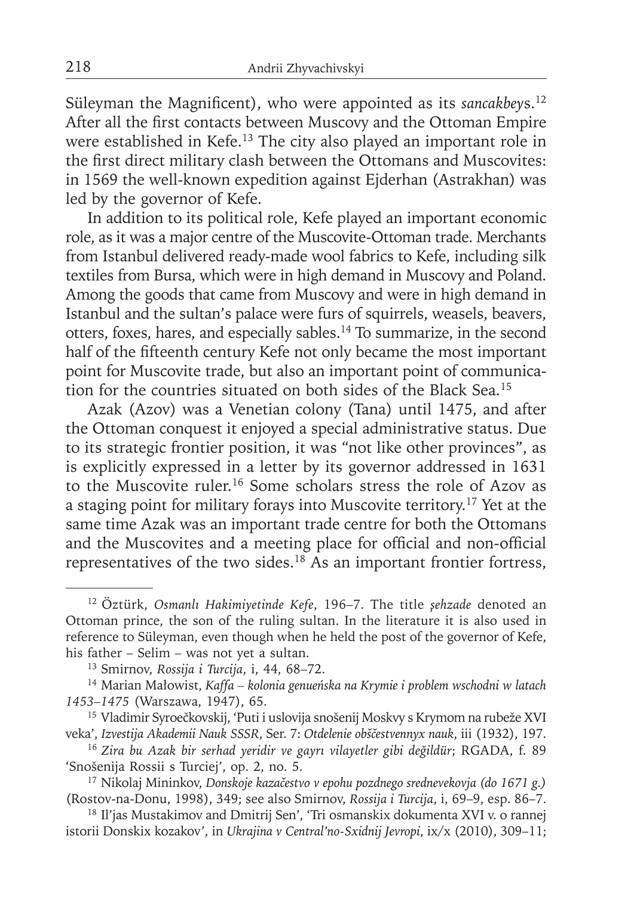Süleyman the Magnificent), who were appointed as its *sancakbey*s.[12] After all the first contacts between Muscovy and the Ottoman Empire were established in Kefe.[13] The city also played an important role in the first direct military clash between the Ottomans and Muscovites: in 1569 the well-known expedition against Ejderhan (Astrakhan) was led by the governor of Kefe.

In addition to its political role, Kefe played an important economic role, as it was a major centre of the Muscovite-Ottoman trade. Merchants from Istanbul delivered ready-made wool fabrics to Kefe, including silk textiles from Bursa, which were in high demand in Muscovy and Poland. Among the goods that came from Muscovy and were in high demand in Istanbul and the sultan's palace were furs of squirrels, weasels, beavers, otters, foxes, hares, and especially sables.[14] To summarize, in the second half of the fifteenth century Kefe not only became the most important point for Muscovite trade, but also an important point of communication for the countries situated on both sides of the Black Sea.[15]

Azak (Azov) was a Venetian colony (Tana) until 1475, and after the Ottoman conquest it enjoyed a special administrative status. Due to its strategic frontier position, it was "not like other provinces", as is explicitly expressed in a letter by its governor addressed in 1631 to the Muscovite ruler.[16] Some scholars stress the role of Azov as a staging point for military forays into Muscovite territory.[17] Yet at the same time Azak was an important trade centre for both the Ottomans and the Muscovites and a meeting place for official and non-official representatives of the two sides.[18] As an important frontier fortress,

---

[12] Öztürk, *Osmanlı Hakimiyetinde Kefe*, 196–7. The title *şehzade* denoted an Ottoman prince, the son of the ruling sultan. In the literature it is also used in reference to Süleyman, even though when he held the post of the governor of Kefe, his father – Selim – was not yet a sultan.

[13] Smirnov, *Rossija i Turcija*, i, 44, 68–72.

[14] Marian Małowist, *Kaffa – kolonia genueńska na Krymie i problem wschodni w latach 1453–1475* (Warszawa, 1947), 65.

[15] Vladimir Syroečkovskij, 'Puti i uslovija snošenij Moskvy s Krymom na rubeže XVI veka', *Izvestija Akademii Nauk SSSR*, Ser. 7: *Otdelenie obščestvennyx nauk*, iii (1932), 197.

[16] *Zira bu Azak bir serhad yeridir ve gayrı vilayetler gibi değildür*; RGADA, f. 89 'Snošenija Rossii s Turciej', op. 2, no. 5.

[17] Nikolaj Mininkov, *Donskoje kazačestvo v epohu pozdnego srednevekovja (do 1671 g.)* (Rostov-na-Donu, 1998), 349; see also Smirnov, *Rossija i Turcija*, i, 69–9, esp. 86–7.

[18] Il'jas Mustakimov and Dmitrij Sen', 'Tri osmanskix dokumenta XVI v. o rannej istorii Donskix kozakov', in *Ukrajina v Central'no-Sxidnij Jevropi*, ix/x (2010), 309–11;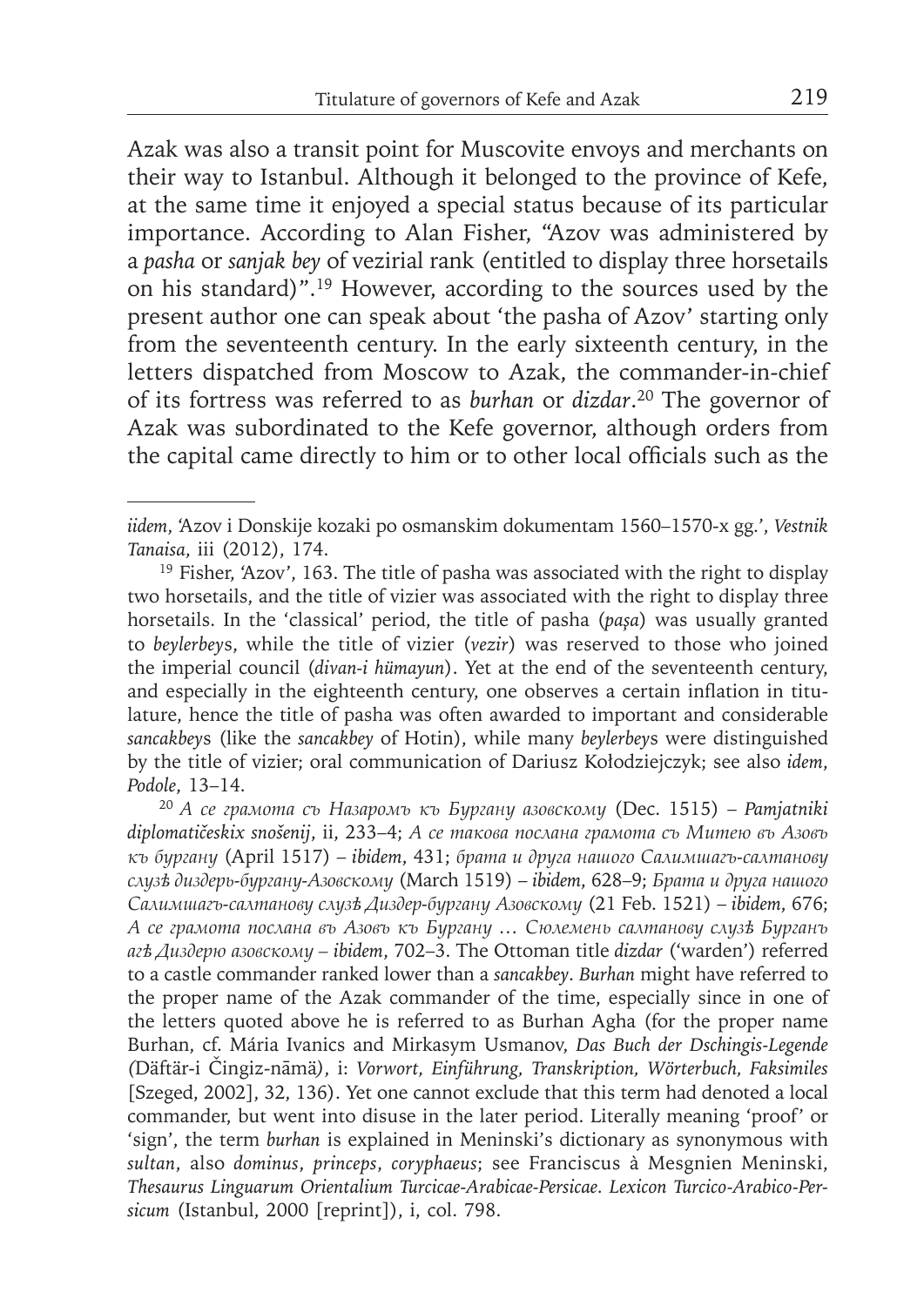Azak was also a transit point for Muscovite envoys and merchants on their way to Istanbul. Although it belonged to the province of Kefe, at the same time it enjoyed a special status because of its particular importance. According to Alan Fisher, "Azov was administered by a *pasha* or *sanjak bey* of vezirial rank (entitled to display three horsetails on his standard)".[19] However, according to the sources used by the present author one can speak about 'the pasha of Azov' starting only from the seventeenth century. In the early sixteenth century, in the letters dispatched from Moscow to Azak, the commander-in-chief of its fortress was referred to as *burhan* or *dizdar*.[20] The governor of Azak was subordinated to the Kefe governor, although orders from the capital came directly to him or to other local officials such as the

---

*iidem*, 'Azov i Donskije kozaki po osmanskim dokumentam 1560–1570-x gg.', *Vestnik Tanaisa*, iii (2012), 174.

[19] Fisher, 'Azov', 163. The title of pasha was associated with the right to display two horsetails, and the title of vizier was associated with the right to display three horsetails. In the 'classical' period, the title of pasha (*paşa*) was usually granted to *beylerbey*s, while the title of vizier (*vezir*) was reserved to those who joined the imperial council (*divan-i hümayun*). Yet at the end of the seventeenth century, and especially in the eighteenth century, one observes a certain inflation in titulature, hence the title of pasha was often awarded to important and considerable *sancakbey*s (like the *sancakbey* of Hotin), while many *beylerbey*s were distinguished by the title of vizier; oral communication of Dariusz Kołodziejczyk; see also *idem*, *Podole*, 13–14.

[20] *А се грамота съ Назаромъ къ Бургану азовскому* (Dec. 1515) – *Pamjatniki diplomatičeskix snošenij*, ii, 233–4; *А се такова послана грамота съ Митею въ Азовъ къ бургану* (April 1517) – *ibidem*, 431; *брата и друга нашого Салимшагъ-салтанову слузѣ диздерь-бургану-Азовскому* (March 1519) – *ibidem*, 628–9; *Брата и друга нашого Салимшагъ-салтанову слузѣ Диздер-бургану Азовскому* (21 Feb. 1521) – *ibidem*, 676; *А се грамота послана въ Азовъ къ Бургану … Сюлемень салтанову слузѣ Бурганъ агѣ Диздерю азовскому* – *ibidem*, 702–3. The Ottoman title *dizdar* ('warden') referred to a castle commander ranked lower than a *sancakbey*. *Burhan* might have referred to the proper name of the Azak commander of the time, especially since in one of the letters quoted above he is referred to as Burhan Agha (for the proper name Burhan, cf. Mária Ivanics and Mirkasym Usmanov, *Das Buch der Dschingis-Legende (*Däftär-i Čingiz-nāmä*)*, i: *Vorwort, Einführung, Transkription, Wörterbuch, Faksimiles* [Szeged, 2002], 32, 136). Yet one cannot exclude that this term had denoted a local commander, but went into disuse in the later period. Literally meaning 'proof' or 'sign', the term *burhan* is explained in Meninski's dictionary as synonymous with *sultan*, also *dominus*, *princeps*, *coryphaeus*; see Franciscus à Mesgnien Meninski, *Thesaurus Linguarum Orientalium Turcicae-Arabicae-Persicae*. *Lexicon Turcico-Arabico-Persicum* (Istanbul, 2000 [reprint]), i, col. 798.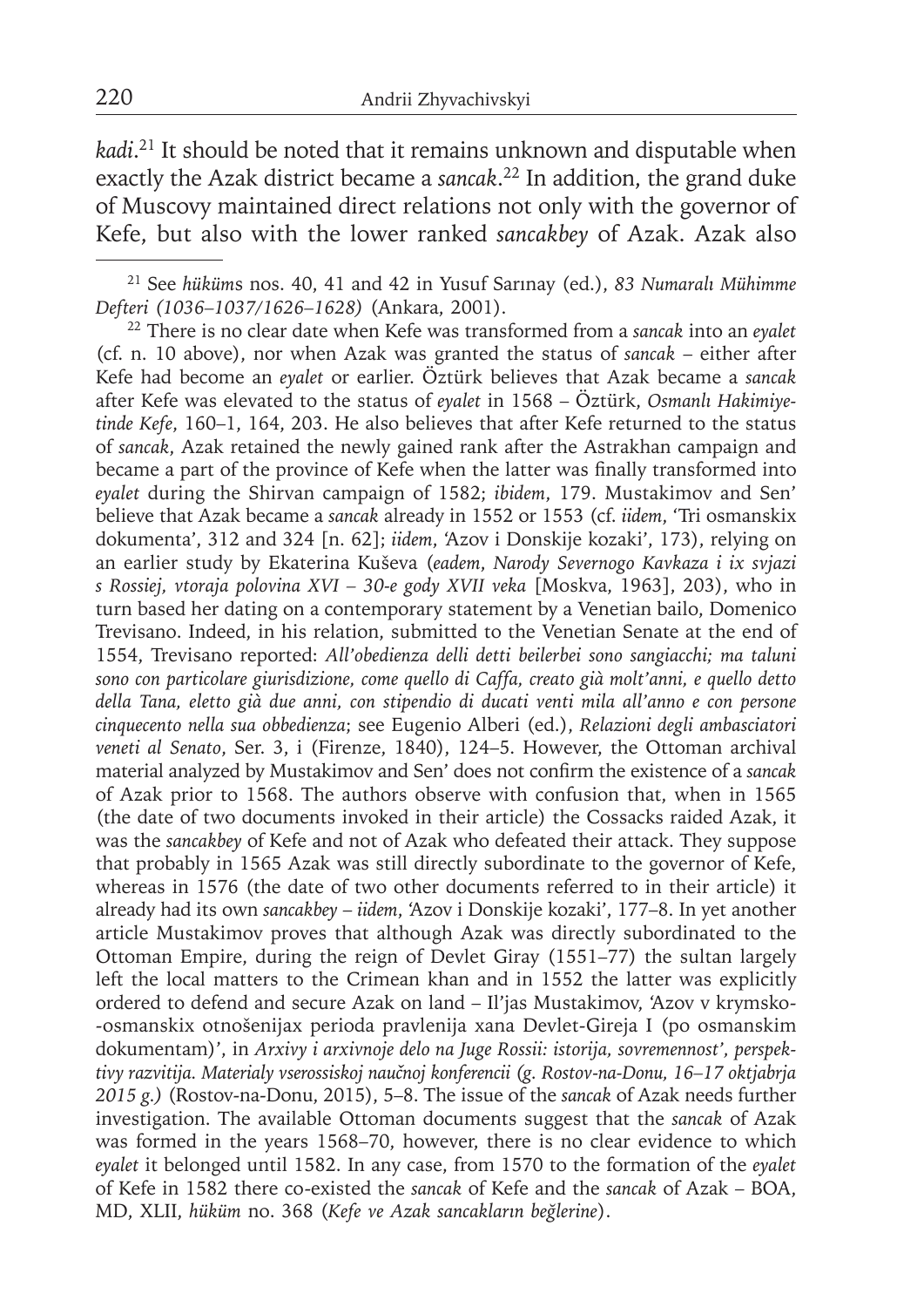*kadi*.[21] It should be noted that it remains unknown and disputable when exactly the Azak district became a *sancak*.[22] In addition, the grand duke of Muscovy maintained direct relations not only with the governor of Kefe, but also with the lower ranked *sancakbey* of Azak. Azak also

---

[21] See *hüküm*s nos. 40, 41 and 42 in Yusuf Sarınay (ed.), *83 Numaralı Mühimme Defteri (1036–1037/1626–1628)* (Ankara, 2001).

[22] There is no clear date when Kefe was transformed from a *sancak* into an *eyalet* (cf. n. 10 above), nor when Azak was granted the status of *sancak* – either after Kefe had become an *eyalet* or earlier. Öztürk believes that Azak became a *sancak* after Kefe was elevated to the status of *eyalet* in 1568 – Öztürk, *Osmanlı Hakimiyetinde Kefe*, 160–1, 164, 203. He also believes that after Kefe returned to the status of *sancak*, Azak retained the newly gained rank after the Astrakhan campaign and became a part of the province of Kefe when the latter was finally transformed into *eyalet* during the Shirvan campaign of 1582; *ibidem*, 179. Mustakimov and Sen' believe that Azak became a *sancak* already in 1552 or 1553 (cf. *iidem*, 'Tri osmanskix dokumenta', 312 and 324 [n. 62]; *iidem*, 'Azov i Donskije kozaki', 173), relying on an earlier study by Ekaterina Kuševa (*eadem*, *Narody Severnogo Kavkaza i ix svjazi s Rossiej, vtoraja polovina XVI – 30-e gody XVII veka* [Moskva, 1963], 203), who in turn based her dating on a contemporary statement by a Venetian bailo, Domenico Trevisano. Indeed, in his relation, submitted to the Venetian Senate at the end of 1554, Trevisano reported: *All'obedienza delli detti beilerbei sono sangiacchi; ma taluni sono con particolare giurisdizione, come quello di Caffa, creato già molt'anni, e quello detto della Tana, eletto già due anni, con stipendio di ducati venti mila all'anno e con persone cinquecento nella sua obbedienza*; see Eugenio Alberi (ed.), *Relazioni degli ambasciatori veneti al Senato*, Ser. 3, i (Firenze, 1840), 124–5. However, the Ottoman archival material analyzed by Mustakimov and Sen' does not confirm the existence of a *sancak* of Azak prior to 1568. The authors observe with confusion that, when in 1565 (the date of two documents invoked in their article) the Cossacks raided Azak, it was the *sancakbey* of Kefe and not of Azak who defeated their attack. They suppose that probably in 1565 Azak was still directly subordinate to the governor of Kefe, whereas in 1576 (the date of two other documents referred to in their article) it already had its own *sancakbey* – *iidem*, 'Azov i Donskije kozaki', 177–8. In yet another article Mustakimov proves that although Azak was directly subordinated to the Ottoman Empire, during the reign of Devlet Giray (1551–77) the sultan largely left the local matters to the Crimean khan and in 1552 the latter was explicitly ordered to defend and secure Azak on land – Il'jas Mustakimov, 'Azov v krymsko-osmanskix otnošenijax perioda pravlenija xana Devlet-Gireja I (po osmanskim dokumentam)', in *Arxivy i arxivnoje delo na Juge Rossii: istorija, sovremennost', perspektivy razvitija. Materialy vserossiskoj naučnoj konferencii (g. Rostov-na-Donu, 16–17 oktjabrja 2015 g.)* (Rostov-na-Donu, 2015), 5–8. The issue of the *sancak* of Azak needs further investigation. The available Ottoman documents suggest that the *sancak* of Azak was formed in the years 1568–70, however, there is no clear evidence to which *eyalet* it belonged until 1582. In any case, from 1570 to the formation of the *eyalet* of Kefe in 1582 there co-existed the *sancak* of Kefe and the *sancak* of Azak – BOA, MD, XLII, *hüküm* no. 368 (*Kefe ve Azak sancakların beğlerine*).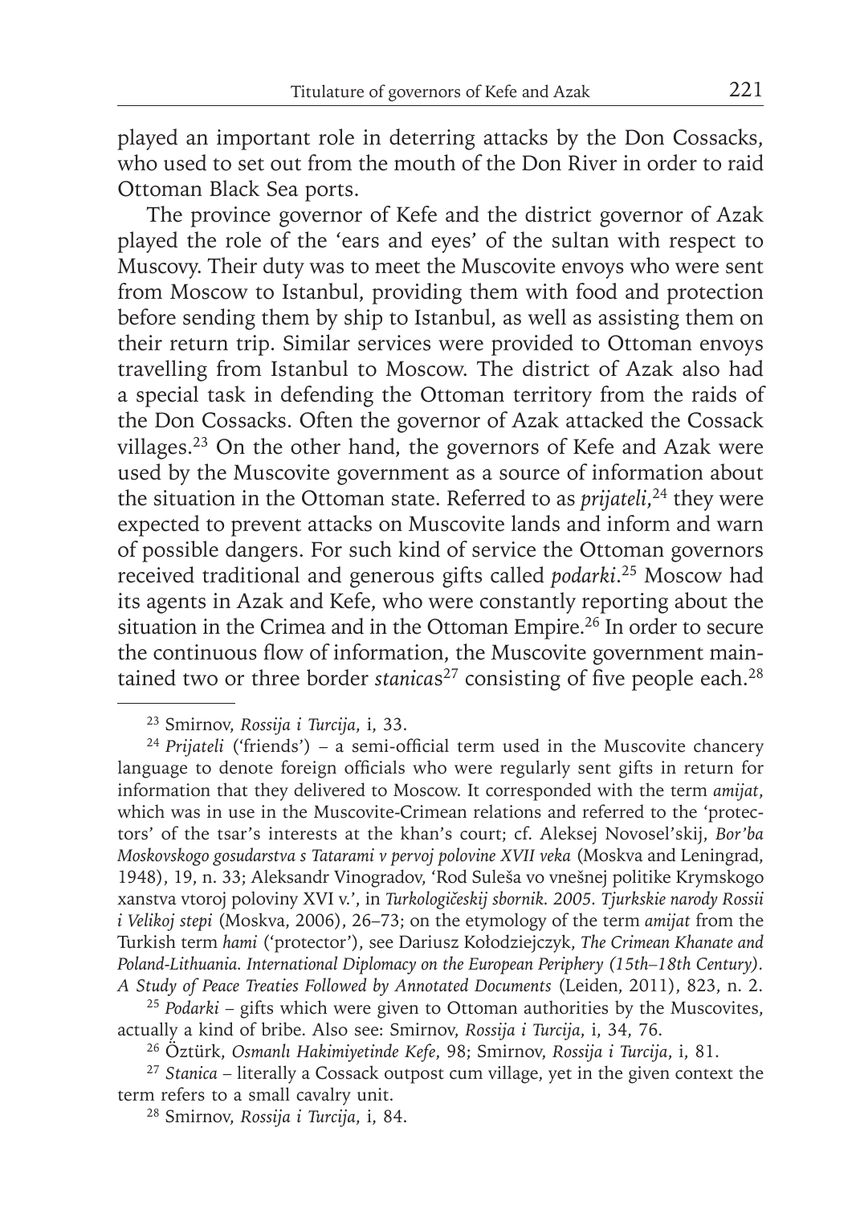played an important role in deterring attacks by the Don Cossacks, who used to set out from the mouth of the Don River in order to raid Ottoman Black Sea ports.

The province governor of Kefe and the district governor of Azak played the role of the 'ears and eyes' of the sultan with respect to Muscovy. Their duty was to meet the Muscovite envoys who were sent from Moscow to Istanbul, providing them with food and protection before sending them by ship to Istanbul, as well as assisting them on their return trip. Similar services were provided to Ottoman envoys travelling from Istanbul to Moscow. The district of Azak also had a special task in defending the Ottoman territory from the raids of the Don Cossacks. Often the governor of Azak attacked the Cossack villages.[23] On the other hand, the governors of Kefe and Azak were used by the Muscovite government as a source of information about the situation in the Ottoman state. Referred to as *prijateli*,[24] they were expected to prevent attacks on Muscovite lands and inform and warn of possible dangers. For such kind of service the Ottoman governors received traditional and generous gifts called *podarki*.[25] Moscow had its agents in Azak and Kefe, who were constantly reporting about the situation in the Crimea and in the Ottoman Empire.[26] In order to secure the continuous flow of information, the Muscovite government maintained two or three border *stanica*s[27] consisting of five people each.[28]

---

[23] Smirnov, *Rossija i Turcija*, i, 33.

[24] *Prijateli* ('friends') – a semi-official term used in the Muscovite chancery language to denote foreign officials who were regularly sent gifts in return for information that they delivered to Moscow. It corresponded with the term *amijat*, which was in use in the Muscovite-Crimean relations and referred to the 'protectors' of the tsar's interests at the khan's court; cf. Aleksej Novosel'skij, *Bor'ba Moskovskogo gosudarstva s Tatarami v pervoj polovine XVII veka* (Moskva and Leningrad, 1948), 19, n. 33; Aleksandr Vinogradov, 'Rod Suleša vo vnešnej politike Krymskogo xanstva vtoroj poloviny XVI v.', in *Turkologičeskij sbornik. 2005. Tjurkskie narody Rossii i Velikoj stepi* (Moskva, 2006), 26–73; on the etymology of the term *amijat* from the Turkish term *hami* ('protector'), see Dariusz Kołodziejczyk, *The Crimean Khanate and Poland-Lithuania. International Diplomacy on the European Periphery (15th–18th Century). A Study of Peace Treaties Followed by Annotated Documents* (Leiden, 2011), 823, n. 2.

[25] *Podarki* – gifts which were given to Ottoman authorities by the Muscovites, actually a kind of bribe. Also see: Smirnov, *Rossija i Turcija*, i, 34, 76.

[26] Öztürk, *Osmanlı Hakimiyetinde Kefe*, 98; Smirnov, *Rossija i Turcija*, i, 81.

[27] *Stanica* – literally a Cossack outpost cum village, yet in the given context the term refers to a small cavalry unit.

[28] Smirnov, *Rossija i Turcija*, i, 84.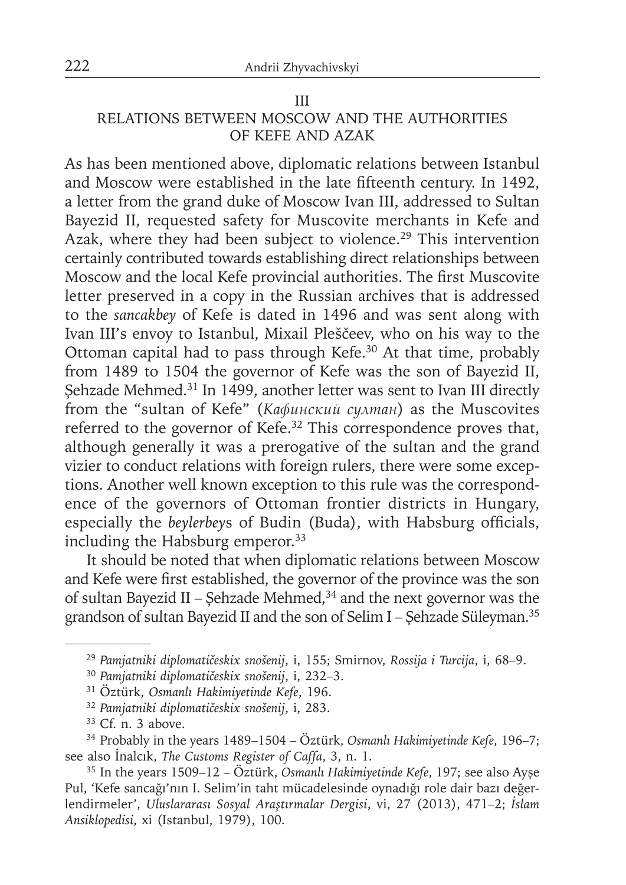## III

## RELATIONS BETWEEN MOSCOW AND THE AUTHORITIES OF KEFE AND AZAK

As has been mentioned above, diplomatic relations between Istanbul and Moscow were established in the late fifteenth century. In 1492, a letter from the grand duke of Moscow Ivan III, addressed to Sultan Bayezid II, requested safety for Muscovite merchants in Kefe and Azak, where they had been subject to violence.[29] This intervention certainly contributed towards establishing direct relationships between Moscow and the local Kefe provincial authorities. The first Muscovite letter preserved in a copy in the Russian archives that is addressed to the *sancakbey* of Kefe is dated in 1496 and was sent along with Ivan III's envoy to Istanbul, Mixail Pleščeev, who on his way to the Ottoman capital had to pass through Kefe.[30] At that time, probably from 1489 to 1504 the governor of Kefe was the son of Bayezid II, Şehzade Mehmed.[31] In 1499, another letter was sent to Ivan III directly from the "sultan of Kefe" (*Кафинский султан*) as the Muscovites referred to the governor of Kefe.[32] This correspondence proves that, although generally it was a prerogative of the sultan and the grand vizier to conduct relations with foreign rulers, there were some exceptions. Another well known exception to this rule was the correspondence of the governors of Ottoman frontier districts in Hungary, especially the *beylerbey*s of Budin (Buda), with Habsburg officials, including the Habsburg emperor.[33]

It should be noted that when diplomatic relations between Moscow and Kefe were first established, the governor of the province was the son of sultan Bayezid II – Şehzade Mehmed,[34] and the next governor was the grandson of sultan Bayezid II and the son of Selim I – Şehzade Süleyman.[35]

---

[29] *Pamjatniki diplomatičeskix snošenij*, i, 155; Smirnov, *Rossija i Turcija*, i, 68–9.

[30] *Pamjatniki diplomatičeskix snošenij*, i, 232–3.

[31] Öztürk, *Osmanlı Hakimiyetinde Kefe*, 196.

[32] *Pamjatniki diplomatičeskix snošenij*, i, 283.

[33] Cf. n. 3 above.

[34] Probably in the years 1489–1504 – Öztürk, *Osmanlı Hakimiyetinde Kefe*, 196–7; see also İnalcık, *The Customs Register of Caffa*, 3, n. 1.

[35] In the years 1509–12 – Öztürk, *Osmanlı Hakimiyetinde Kefe*, 197; see also Ayşe Pul, 'Kefe sancağı'nın I. Selim'in taht mücadelesinde oynadığı role dair bazı değerlendirmeler', *Uluslararası Sosyal Araştırmalar Dergisi*, vi, 27 (2013), 471–2; *İslam Ansiklopedisi*, xi (Istanbul, 1979), 100.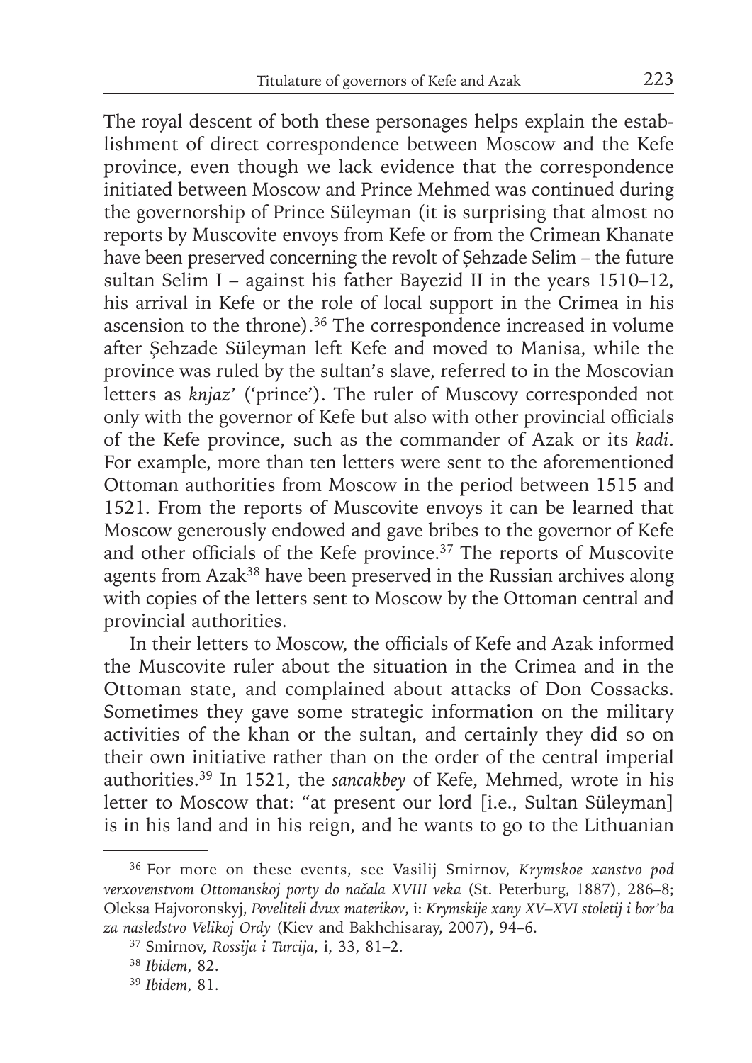The royal descent of both these personages helps explain the establishment of direct correspondence between Moscow and the Kefe province, even though we lack evidence that the correspondence initiated between Moscow and Prince Mehmed was continued during the governorship of Prince Süleyman (it is surprising that almost no reports by Muscovite envoys from Kefe or from the Crimean Khanate have been preserved concerning the revolt of Şehzade Selim – the future sultan Selim I – against his father Bayezid II in the years 1510–12, his arrival in Kefe or the role of local support in the Crimea in his ascension to the throne).[36] The correspondence increased in volume after Şehzade Süleyman left Kefe and moved to Manisa, while the province was ruled by the sultan's slave, referred to in the Moscovian letters as *knjaz'* ('prince'). The ruler of Muscovy corresponded not only with the governor of Kefe but also with other provincial officials of the Kefe province, such as the commander of Azak or its *kadi*. For example, more than ten letters were sent to the aforementioned Ottoman authorities from Moscow in the period between 1515 and 1521. From the reports of Muscovite envoys it can be learned that Moscow generously endowed and gave bribes to the governor of Kefe and other officials of the Kefe province.[37] The reports of Muscovite agents from Azak[38] have been preserved in the Russian archives along with copies of the letters sent to Moscow by the Ottoman central and provincial authorities.

In their letters to Moscow, the officials of Kefe and Azak informed the Muscovite ruler about the situation in the Crimea and in the Ottoman state, and complained about attacks of Don Cossacks. Sometimes they gave some strategic information on the military activities of the khan or the sultan, and certainly they did so on their own initiative rather than on the order of the central imperial authorities.[39] In 1521, the *sancakbey* of Kefe, Mehmed, wrote in his letter to Moscow that: "at present our lord [i.e., Sultan Süleyman] is in his land and in his reign, and he wants to go to the Lithuanian

---

[36] For more on these events, see Vasilij Smirnov, *Krymskoe xanstvo pod verxovenstvom Ottomanskoj porty do načala XVIII veka* (St. Peterburg, 1887), 286–8; Oleksa Hajvoronskyj, *Poveliteli dvux materikov*, i: *Krymskije xany XV–XVI stoletij i bor'ba za nasledstvo Velikoj Ordy* (Kiev and Bakhchisaray, 2007), 94–6.

[37] Smirnov, *Rossija i Turcija*, i, 33, 81–2.

[38] *Ibidem*, 82.

[39] *Ibidem*, 81.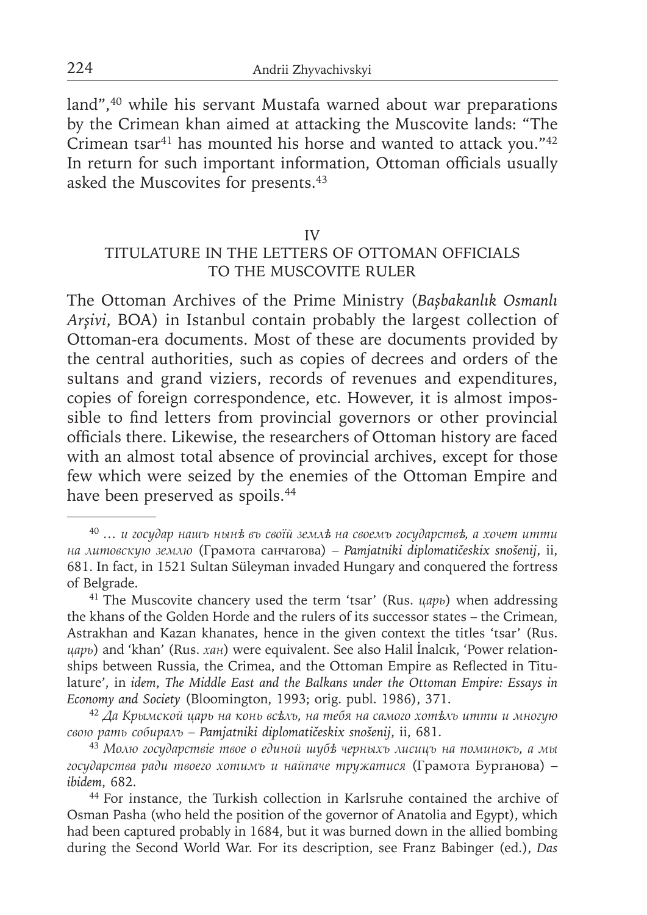land",[40] while his servant Mustafa warned about war preparations by the Crimean khan aimed at attacking the Muscovite lands: "The Crimean tsar[41] has mounted his horse and wanted to attack you."[42] In return for such important information, Ottoman officials usually asked the Muscovites for presents.[43]

## IV
## TITULATURE IN THE LETTERS OF OTTOMAN OFFICIALS TO THE MUSCOVITE RULER

The Ottoman Archives of the Prime Ministry (*Başbakanlık Osmanlı Arşivi*, BOA) in Istanbul contain probably the largest collection of Ottoman-era documents. Most of these are documents provided by the central authorities, such as copies of decrees and orders of the sultans and grand viziers, records of revenues and expenditures, copies of foreign correspondence, etc. However, it is almost impossible to find letters from provincial governors or other provincial officials there. Likewise, the researchers of Ottoman history are faced with an almost total absence of provincial archives, except for those few which were seized by the enemies of the Ottoman Empire and have been preserved as spoils.[44]

---

[40] … *и государ нашъ нынѣ въ своїй землѣ на своемъ государствѣ, а хочет итти на литовскую землю* (Грамота санчагова) – *Pamjatniki diplomatičeskix snošenij*, ii, 681. In fact, in 1521 Sultan Süleyman invaded Hungary and conquered the fortress of Belgrade.

[41] The Muscovite chancery used the term 'tsar' (Rus. *царь*) when addressing the khans of the Golden Horde and the rulers of its successor states – the Crimean, Astrakhan and Kazan khanates, hence in the given context the titles 'tsar' (Rus. *царь*) and 'khan' (Rus. *хан*) were equivalent. See also Halil İnalcık, 'Power relationships between Russia, the Crimea, and the Ottoman Empire as Reflected in Titulature', in *idem*, *The Middle East and the Balkans under the Ottoman Empire: Essays in Economy and Society* (Bloomington, 1993; orig. publ. 1986), 371.

[42] *Да Крымской царь на конь всѣлъ, на тебя на самого хотѣлъ итти и многую свою рать собиралъ* – *Pamjatniki diplomatičeskix snošenij*, ii, 681.

[43] *Молю государствіе твое о единой шубѣ черныхъ лисицъ на поминокъ, а мы государства ради твоего хотимъ и найпаче тружатися* (Грамота Бурганова) – *ibidem*, 682.

[44] For instance, the Turkish collection in Karlsruhe contained the archive of Osman Pasha (who held the position of the governor of Anatolia and Egypt), which had been captured probably in 1684, but it was burned down in the allied bombing during the Second World War. For its description, see Franz Babinger (ed.), *Das*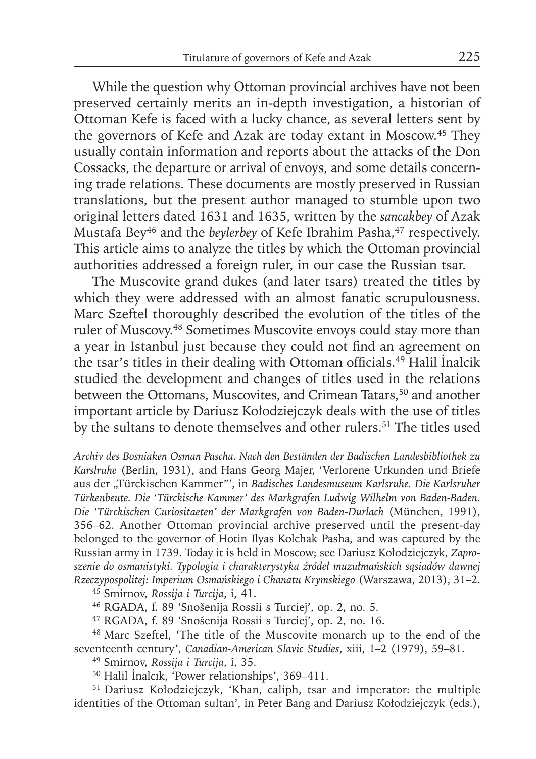While the question why Ottoman provincial archives have not been preserved certainly merits an in-depth investigation, a historian of Ottoman Kefe is faced with a lucky chance, as several letters sent by the governors of Kefe and Azak are today extant in Moscow.[45] They usually contain information and reports about the attacks of the Don Cossacks, the departure or arrival of envoys, and some details concerning trade relations. These documents are mostly preserved in Russian translations, but the present author managed to stumble upon two original letters dated 1631 and 1635, written by the *sancakbey* of Azak Mustafa Bey[46] and the *beylerbey* of Kefe Ibrahim Pasha,[47] respectively. This article aims to analyze the titles by which the Ottoman provincial authorities addressed a foreign ruler, in our case the Russian tsar.

The Muscovite grand dukes (and later tsars) treated the titles by which they were addressed with an almost fanatic scrupulousness. Marc Szeftel thoroughly described the evolution of the titles of the ruler of Muscovy.[48] Sometimes Muscovite envoys could stay more than a year in Istanbul just because they could not find an agreement on the tsar's titles in their dealing with Ottoman officials.[49] Halil İnalcik studied the development and changes of titles used in the relations between the Ottomans, Muscovites, and Crimean Tatars,[50] and another important article by Dariusz Kołodziejczyk deals with the use of titles by the sultans to denote themselves and other rulers.[51] The titles used

---

*Archiv des Bosniaken Osman Pascha. Nach den Beständen der Badischen Landesbibliothek zu Karlsruhe* (Berlin, 1931), and Hans Georg Majer, 'Verlorene Urkunden und Briefe aus der „Türckischen Kammer"', in *Badisches Landesmuseum Karlsruhe. Die Karlsruher Türkenbeute. Die 'Türckische Kammer' des Markgrafen Ludwig Wilhelm von Baden-Baden. Die 'Türckischen Curiositaeten' der Markgrafen von Baden-Durlach* (München, 1991), 356–62. Another Ottoman provincial archive preserved until the present-day belonged to the governor of Hotin Ilyas Kolchak Pasha, and was captured by the Russian army in 1739. Today it is held in Moscow; see Dariusz Kołodziejczyk, *Zaproszenie do osmanistyki. Typologia i charakterystyka źródeł muzułmańskich sąsiadów dawnej Rzeczypospolitej: Imperium Osmańskiego i Chanatu Krymskiego* (Warszawa, 2013), 31–2.

[45] Smirnov, *Rossija i Turcija*, i, 41.

[46] RGADA, f. 89 'Snošenija Rossii s Turciej', op. 2, no. 5.

[47] RGADA, f. 89 'Snošenija Rossii s Turciej', op. 2, no. 16.

[48] Marc Szeftel, 'The title of the Muscovite monarch up to the end of the seventeenth century', *Canadian-American Slavic Studies*, xiii, 1–2 (1979), 59–81.

[49] Smirnov, *Rossija i Turcija*, i, 35.

[50] Halil İnalcık, 'Power relationships', 369–411.

[51] Dariusz Kołodziejczyk, 'Khan, caliph, tsar and imperator: the multiple identities of the Ottoman sultan', in Peter Bang and Dariusz Kołodziejczyk (eds.),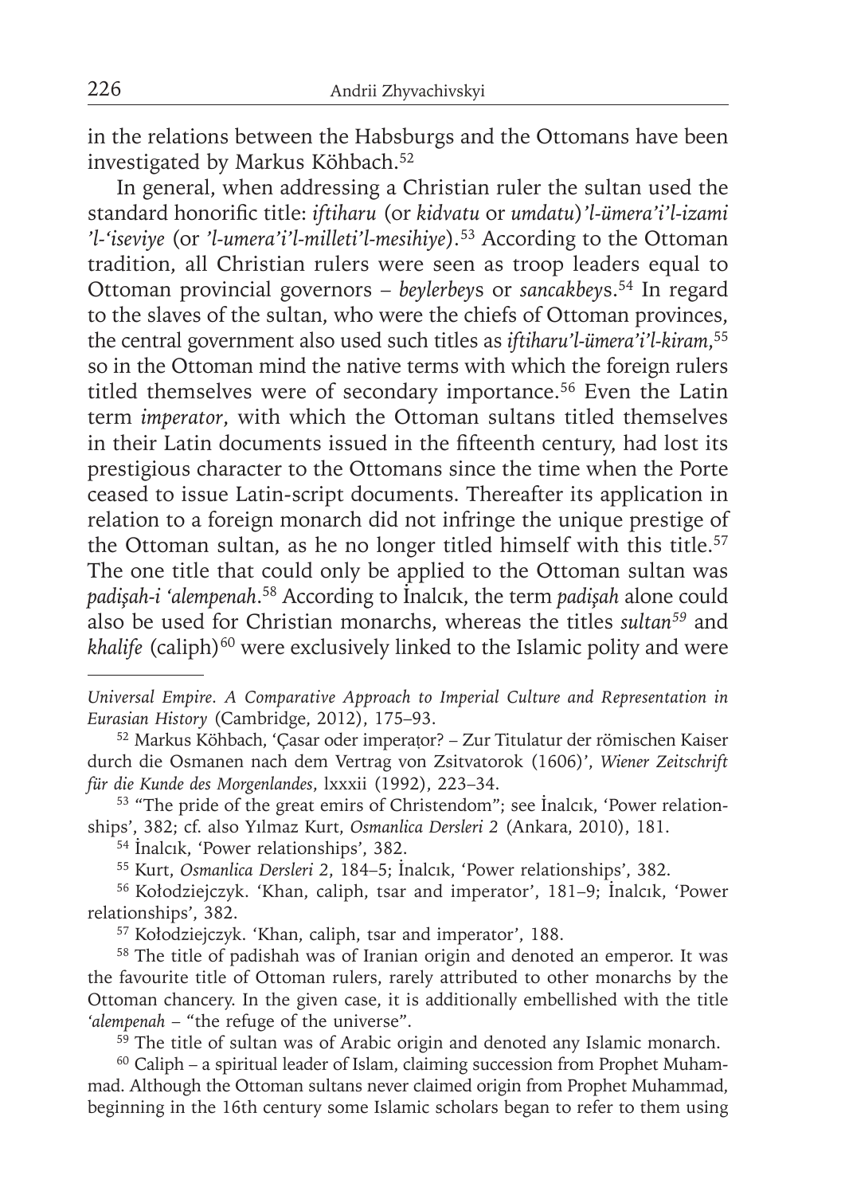in the relations between the Habsburgs and the Ottomans have been investigated by Markus Köhbach.[52]

In general, when addressing a Christian ruler the sultan used the standard honorific title: *iftiharu* (or *kidvatu* or *umdatu*)*'l-ümera'i'l-izami 'l-'iseviye* (or *'l-umera'i'l-milleti'l-mesihiye*).[53] According to the Ottoman tradition, all Christian rulers were seen as troop leaders equal to Ottoman provincial governors – *beylerbey*s or *sancakbey*s.[54] In regard to the slaves of the sultan, who were the chiefs of Ottoman provinces, the central government also used such titles as *iftiharu'l-ümera'i'l-kiram*,[55] so in the Ottoman mind the native terms with which the foreign rulers titled themselves were of secondary importance.[56] Even the Latin term *imperator*, with which the Ottoman sultans titled themselves in their Latin documents issued in the fifteenth century, had lost its prestigious character to the Ottomans since the time when the Porte ceased to issue Latin-script documents. Thereafter its application in relation to a foreign monarch did not infringe the unique prestige of the Ottoman sultan, as he no longer titled himself with this title.[57] The one title that could only be applied to the Ottoman sultan was *padişah-i 'alempenah*.[58] According to İnalcık, the term *padişah* alone could also be used for Christian monarchs, whereas the titles *sultan*[59] and *khalife* (caliph)[60] were exclusively linked to the Islamic polity and were

---

*Universal Empire. A Comparative Approach to Imperial Culture and Representation in Eurasian History* (Cambridge, 2012), 175–93.

[52] Markus Köhbach, 'Çasar oder imperaṭor? – Zur Titulatur der römischen Kaiser durch die Osmanen nach dem Vertrag von Zsitvatorok (1606)', *Wiener Zeitschrift für die Kunde des Morgenlandes*, lxxxii (1992), 223–34.

[53] "The pride of the great emirs of Christendom"; see İnalcık, 'Power relationships', 382; cf. also Yılmaz Kurt, *Osmanlica Dersleri 2* (Ankara, 2010), 181.

[54] İnalcık, 'Power relationships', 382.

[55] Kurt, *Osmanlica Dersleri 2*, 184–5; İnalcık, 'Power relationships', 382.

[56] Kołodziejczyk. 'Khan, caliph, tsar and imperator', 181–9; İnalcık, 'Power relationships', 382.

[57] Kołodziejczyk. 'Khan, caliph, tsar and imperator', 188.

[58] The title of padishah was of Iranian origin and denoted an emperor. It was the favourite title of Ottoman rulers, rarely attributed to other monarchs by the Ottoman chancery. In the given case, it is additionally embellished with the title *'alempenah* – "the refuge of the universe".

[59] The title of sultan was of Arabic origin and denoted any Islamic monarch.

[60] Caliph – a spiritual leader of Islam, claiming succession from Prophet Muhammad. Although the Ottoman sultans never claimed origin from Prophet Muhammad, beginning in the 16th century some Islamic scholars began to refer to them using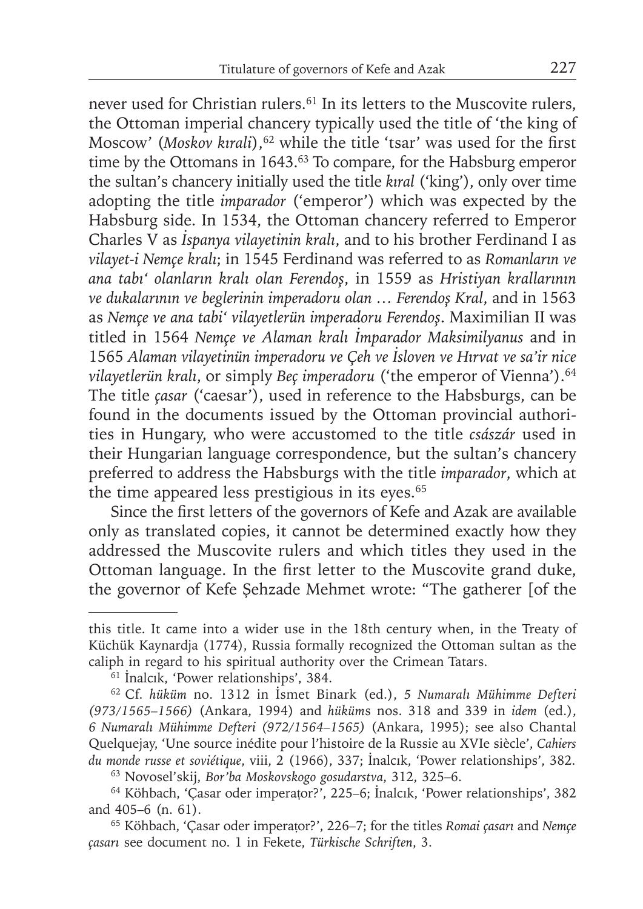never used for Christian rulers.[61] In its letters to the Muscovite rulers, the Ottoman imperial chancery typically used the title of 'the king of Moscow' (*Moskov kıralı*),[62] while the title 'tsar' was used for the first time by the Ottomans in 1643.[63] To compare, for the Habsburg emperor the sultan's chancery initially used the title *kıral* ('king'), only over time adopting the title *imparador* ('emperor') which was expected by the Habsburg side. In 1534, the Ottoman chancery referred to Emperor Charles V as *İspanya vilayetinin kralı*, and to his brother Ferdinand I as *vilayet-i Nemçe kralı*; in 1545 Ferdinand was referred to as *Romanların ve ana tabı' olanların kralı olan Ferendoş*, in 1559 as *Hristiyan krallarının ve dukalarının ve beglerinin imperadoru olan … Ferendoş Kral*, and in 1563 as *Nemçe ve ana tabi' vilayetlerün imperadoru Ferendoş*. Maximilian II was titled in 1564 *Nemçe ve Alaman kralı İmparador Maksimilyanus* and in 1565 *Alaman vilayetinün imperadoru ve Çeh ve İsloven ve Hırvat ve sa'ir nice vilayetlerün kralı*, or simply *Beç imperadoru* ('the emperor of Vienna').[64] The title *çasar* ('caesar'), used in reference to the Habsburgs, can be found in the documents issued by the Ottoman provincial authorities in Hungary, who were accustomed to the title *császár* used in their Hungarian language correspondence, but the sultan's chancery preferred to address the Habsburgs with the title *imparador*, which at the time appeared less prestigious in its eyes.[65]

Since the first letters of the governors of Kefe and Azak are available only as translated copies, it cannot be determined exactly how they addressed the Muscovite rulers and which titles they used in the Ottoman language. In the first letter to the Muscovite grand duke, the governor of Kefe Şehzade Mehmet wrote: "The gatherer [of the

---

this title. It came into a wider use in the 18th century when, in the Treaty of Küchük Kaynardja (1774), Russia formally recognized the Ottoman sultan as the caliph in regard to his spiritual authority over the Crimean Tatars.

[61] İnalcık, 'Power relationships', 384.

[62] Cf. *hüküm* no. 1312 in İsmet Binark (ed.), *5 Numaralı Mühimme Defteri (973/1565–1566)* (Ankara, 1994) and *hüküms* nos. 318 and 339 in *idem* (ed.), *6 Numaralı Mühimme Defteri (972/1564–1565)* (Ankara, 1995); see also Chantal Quelquejay, 'Une source inédite pour l'histoire de la Russie au XVIe siècle', *Cahiers du monde russe et soviétique*, viii, 2 (1966), 337; İnalcık, 'Power relationships', 382.

[63] Novosel'skij, *Bor'ba Moskovskogo gosudarstva*, 312, 325–6.

[64] Köhbach, 'Çasar oder imperaṭor?', 225–6; İnalcık, 'Power relationships', 382 and 405–6 (n. 61).

[65] Köhbach, 'Çasar oder imperaṭor?', 226–7; for the titles *Romai çasarı* and *Nemçe çasarı* see document no. 1 in Fekete, *Türkische Schriften*, 3.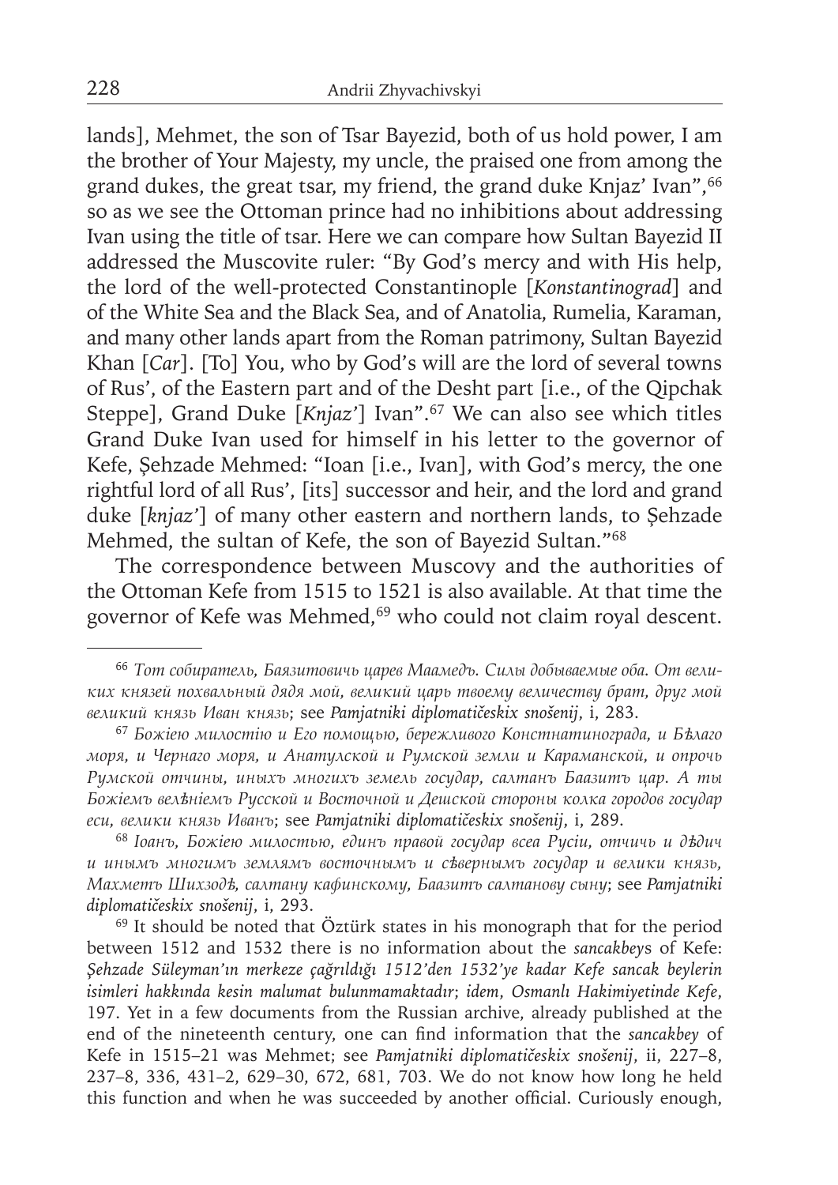lands], Mehmet, the son of Tsar Bayezid, both of us hold power, I am the brother of Your Majesty, my uncle, the praised one from among the grand dukes, the great tsar, my friend, the grand duke Knjaz' Ivan",[66] so as we see the Ottoman prince had no inhibitions about addressing Ivan using the title of tsar. Here we can compare how Sultan Bayezid II addressed the Muscovite ruler: "By God's mercy and with His help, the lord of the well-protected Constantinople [*Konstantinograd*] and of the White Sea and the Black Sea, and of Anatolia, Rumelia, Karaman, and many other lands apart from the Roman patrimony, Sultan Bayezid Khan [*Car*]. [To] You, who by God's will are the lord of several towns of Rus', of the Eastern part and of the Desht part [i.e., of the Qipchak Steppe], Grand Duke [*Knjaz'*] Ivan".[67] We can also see which titles Grand Duke Ivan used for himself in his letter to the governor of Kefe, Şehzade Mehmed: "Ioan [i.e., Ivan], with God's mercy, the one rightful lord of all Rus', [its] successor and heir, and the lord and grand duke [*knjaz'*] of many other eastern and northern lands, to Şehzade Mehmed, the sultan of Kefe, the son of Bayezid Sultan."[68]

The correspondence between Muscovy and the authorities of the Ottoman Kefe from 1515 to 1521 is also available. At that time the governor of Kefe was Mehmed,[69] who could not claim royal descent.

---

[66] *Тот собиратель, Баязитовичь царев Маамедъ. Силы добываемые оба. От великих князей похвальный дядя мой, великий царь твоему величеству брат, друг мой великий князь Иван князь*; see *Pamjatniki diplomatičeskix snošenij*, i, 283.

[67] *Божіею милостію и Его помощью, бережливого Констнатинограда, и Бѣлаго моря, и Чернаго моря, и Анатулской и Румской земли и Карамaнской, и опрочь Румской отчины, иныхъ многихъ земель государ, салтанъ Баазитъ цар. А ты Божіемъ велѣніемъ Русской и Восточной и Дешской стороны колка городов государ еси, велики князь Иванъ*; see *Pamjatniki diplomatičeskix snošenij*, i, 289.

[68] *Іоанъ, Божіею милостью, единъ правой государ всеа Русіи, отчичь и дѣдич и инымъ многимъ землямъ восточнымъ и сѣвернымъ государ и велики князь, Махметъ Шихзодѣ, салтану кафинскому, Баазитъ салтанову сыну*; see *Pamjatniki diplomatičeskix snošenij*, i, 293.

[69] It should be noted that Öztürk states in his monograph that for the period between 1512 and 1532 there is no information about the *sancakbey*s of Kefe: *Şehzade Süleyman'ın merkeze çağrıldığı 1512'den 1532'ye kadar Kefe sancak beylerin isimleri hakkında kesin malumat bulunmamaktadır*; *idem*, *Osmanlı Hakimiyetinde Kefe*, 197. Yet in a few documents from the Russian archive, already published at the end of the nineteenth century, one can find information that the *sancakbey* of Kefe in 1515–21 was Mehmet; see *Pamjatniki diplomatičeskix snošenij*, ii, 227–8, 237–8, 336, 431–2, 629–30, 672, 681, 703. We do not know how long he held this function and when he was succeeded by another official. Curiously enough,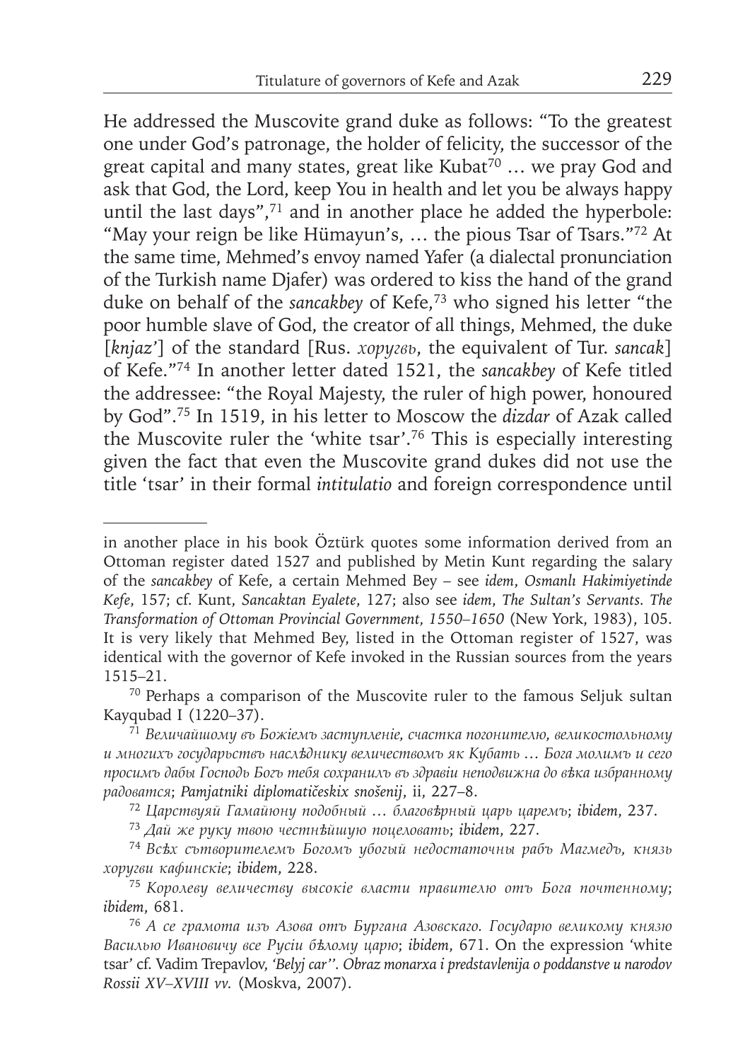He addressed the Muscovite grand duke as follows: "To the greatest one under God's patronage, the holder of felicity, the successor of the great capital and many states, great like Kubat[70] … we pray God and ask that God, the Lord, keep You in health and let you be always happy until the last days",[71] and in another place he added the hyperbole: "May your reign be like Hümayun's, … the pious Tsar of Tsars."[72] At the same time, Mehmed's envoy named Yafer (a dialectal pronunciation of the Turkish name Djafer) was ordered to kiss the hand of the grand duke on behalf of the *sancakbey* of Kefe,[73] who signed his letter "the poor humble slave of God, the creator of all things, Mehmed, the duke [*knjaz'*] of the standard [Rus. *хоругвь*, the equivalent of Tur. *sancak*] of Kefe."[74] In another letter dated 1521, the *sancakbey* of Kefe titled the addressee: "the Royal Majesty, the ruler of high power, honoured by God".[75] In 1519, in his letter to Moscow the *dizdar* of Azak called the Muscovite ruler the 'white tsar'.[76] This is especially interesting given the fact that even the Muscovite grand dukes did not use the title 'tsar' in their formal *intitulatio* and foreign correspondence until

---

in another place in his book Öztürk quotes some information derived from an Ottoman register dated 1527 and published by Metin Kunt regarding the salary of the *sancakbey* of Kefe, a certain Mehmed Bey – see *idem*, *Osmanlı Hakimiyetinde Kefe*, 157; cf. Kunt, *Sancaktan Eyalete*, 127; also see *idem*, *The Sultan's Servants. The Transformation of Ottoman Provincial Government, 1550–1650* (New York, 1983), 105. It is very likely that Mehmed Bey, listed in the Ottoman register of 1527, was identical with the governor of Kefe invoked in the Russian sources from the years 1515–21.

[70] Perhaps a comparison of the Muscovite ruler to the famous Seljuk sultan Kayqubad I (1220–37).

[71] *Величайшому въ Божіемъ заступленіе, счастка погонителю, великостольному и многихъ государьствъ наслѣднику величествомъ як Кубать … Бога молимъ и сего просимъ дабы Господь Богъ тебя сохранилъ въ здравіи неподвижна до вѣка избранному радоватся*; *Pamjatniki diplomatičeskix snošenij*, ii, 227–8.

[72] *Царствуяй Гамайюну подобный … благовѣрный царь царемъ*; *ibidem*, 237.

[73] *Дай же руку твою честнѣйшую поцеловать*; *ibidem*, 227.

[74] *Всѣх сътворителемъ Богомъ убогый недостаточны рабъ Магмедъ, князь хоругви кафинскіе*; *ibidem*, 228.

[75] *Королеву величеству высокіе власти правителю отъ Бога почтенному*; *ibidem*, 681.

[76] *А се грамота изъ Азова отъ Бургана Азовскагo. Государю великому князю Василью Ивановичу все Русіи бѣлому царю*; *ibidem*, 671. On the expression 'white tsar' cf. Vadim Trepavlov, *'Belyj car''. Obraz monarxa i predstavlenija o poddanstve u narodov Rossii XV–XVIII vv.* (Moskva, 2007).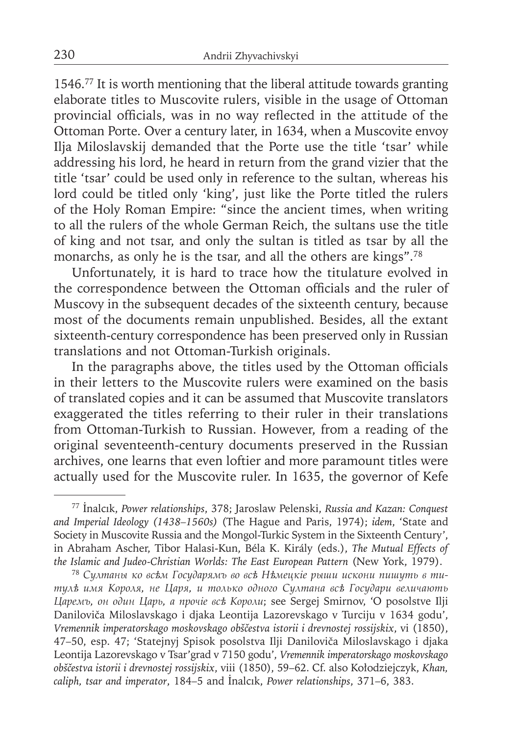1546.[77] It is worth mentioning that the liberal attitude towards granting elaborate titles to Muscovite rulers, visible in the usage of Ottoman provincial officials, was in no way reflected in the attitude of the Ottoman Porte. Over a century later, in 1634, when a Muscovite envoy Ilja Miloslavskij demanded that the Porte use the title 'tsar' while addressing his lord, he heard in return from the grand vizier that the title 'tsar' could be used only in reference to the sultan, whereas his lord could be titled only 'king', just like the Porte titled the rulers of the Holy Roman Empire: "since the ancient times, when writing to all the rulers of the whole German Reich, the sultans use the title of king and not tsar, and only the sultan is titled as tsar by all the monarchs, as only he is the tsar, and all the others are kings".[78]

Unfortunately, it is hard to trace how the titulature evolved in the correspondence between the Ottoman officials and the ruler of Muscovy in the subsequent decades of the sixteenth century, because most of the documents remain unpublished. Besides, all the extant sixteenth-century correspondence has been preserved only in Russian translations and not Ottoman-Turkish originals.

In the paragraphs above, the titles used by the Ottoman officials in their letters to the Muscovite rulers were examined on the basis of translated copies and it can be assumed that Muscovite translators exaggerated the titles referring to their ruler in their translations from Ottoman-Turkish to Russian. However, from a reading of the original seventeenth-century documents preserved in the Russian archives, one learns that even loftier and more paramount titles were actually used for the Muscovite ruler. In 1635, the governor of Kefe

---

[77] İnalcık, *Power relationships*, 378; Jaroslaw Pelenski, *Russia and Kazan: Conquest and Imperial Ideology (1438–1560s)* (The Hague and Paris, 1974); *idem*, 'State and Society in Muscovite Russia and the Mongol-Turkic System in the Sixteenth Century', in Abraham Ascher, Tibor Halasi-Kun, Béla K. Király (eds.), *The Mutual Effects of the Islamic and Judeo-Christian Worlds: The East European Pattern* (New York, 1979).

[78] *Султаны ко всѣм Государямъ во всѣ Нѣмецкіе рыши искони пишуть в титулѣ имя Короля, не Царя, и только одного Султана всѣ Государи величають Царемъ, он один Царь, а прочіе всѣ Короли*; see Sergej Smirnov, 'O posolstve Ilji Daniloviča Miloslavskago i djaka Leontija Lazorevskago v Turciju v 1634 godu', *Vremennik imperatorskago moskovskago obščestva istorii i drevnostej rossijskix*, vi (1850), 47–50, esp. 47; 'Statejnyj Spisok posolstva Ilji Daniloviča Miloslavskago i djaka Leontija Lazorevskago v Tsar'grad v 7150 godu', *Vremennik imperatorskago moskovskago obščestva istorii i drevnostej rossijskix*, viii (1850), 59–62. Cf. also Kołodziejczyk, *Khan, caliph, tsar and imperator*, 184–5 and İnalcık, *Power relationships*, 371–6, 383.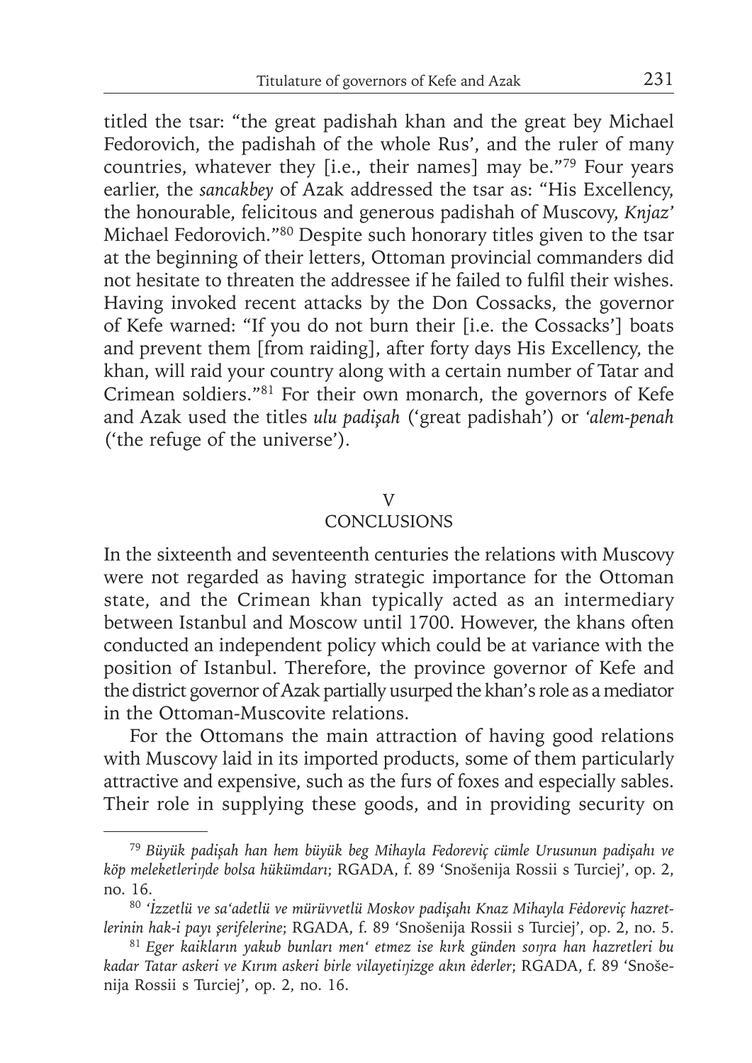titled the tsar: "the great padishah khan and the great bey Michael Fedorovich, the padishah of the whole Rus', and the ruler of many countries, whatever they [i.e., their names] may be."[79] Four years earlier, the *sancakbey* of Azak addressed the tsar as: "His Excellency, the honourable, felicitous and generous padishah of Muscovy, *Knjaz'* Michael Fedorovich."[80] Despite such honorary titles given to the tsar at the beginning of their letters, Ottoman provincial commanders did not hesitate to threaten the addressee if he failed to fulfil their wishes. Having invoked recent attacks by the Don Cossacks, the governor of Kefe warned: "If you do not burn their [i.e. the Cossacks'] boats and prevent them [from raiding], after forty days His Excellency, the khan, will raid your country along with a certain number of Tatar and Crimean soldiers."[81] For their own monarch, the governors of Kefe and Azak used the titles *ulu padişah* ('great padishah') or *'alem-penah* ('the refuge of the universe').

## V
## CONCLUSIONS

In the sixteenth and seventeenth centuries the relations with Muscovy were not regarded as having strategic importance for the Ottoman state, and the Crimean khan typically acted as an intermediary between Istanbul and Moscow until 1700. However, the khans often conducted an independent policy which could be at variance with the position of Istanbul. Therefore, the province governor of Kefe and the district governor of Azak partially usurped the khan's role as a mediator in the Ottoman-Muscovite relations.

For the Ottomans the main attraction of having good relations with Muscovy laid in its imported products, some of them particularly attractive and expensive, such as the furs of foxes and especially sables. Their role in supplying these goods, and in providing security on

---

[79] *Büyük padişah han hem büyük beg Mihayla Fedoreviç cümle Urusunun padişahı ve köp meleketleriŋde bolsa hükümdarı*; RGADA, f. 89 'Snošenija Rossii s Turciej', op. 2, no. 16.

[80] *'İzzetlü ve sa'adetlü ve mürüvvetlü Moskov padişahı Knaz Mihayla Fėdoreviç hazretlerinin hak-i payı şerifelerine*; RGADA, f. 89 'Snošenija Rossii s Turciej', op. 2, no. 5.

[81] *Eger kaikların yakub bunları men' etmez ise kırk günden soŋra han hazretleri bu kadar Tatar askeri ve Kırım askeri birle vilayetiŋizge akın ėderler*; RGADA, f. 89 'Snošenija Rossii s Turciej', op. 2, no. 16.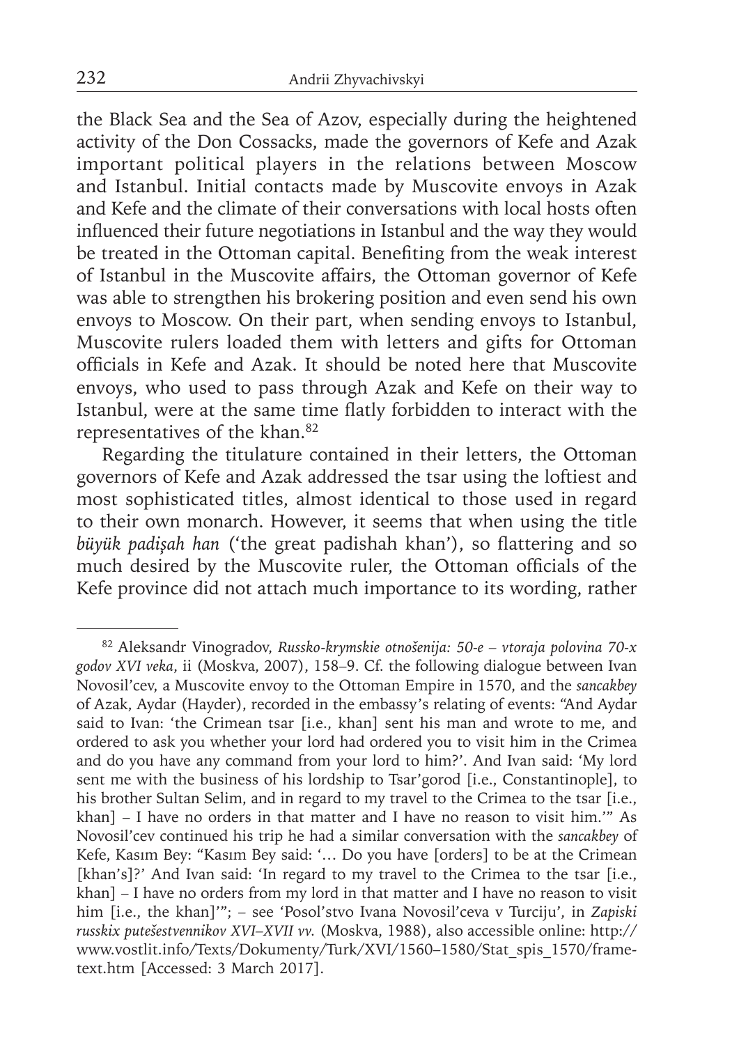the Black Sea and the Sea of Azov, especially during the heightened activity of the Don Cossacks, made the governors of Kefe and Azak important political players in the relations between Moscow and Istanbul. Initial contacts made by Muscovite envoys in Azak and Kefe and the climate of their conversations with local hosts often influenced their future negotiations in Istanbul and the way they would be treated in the Ottoman capital. Benefiting from the weak interest of Istanbul in the Muscovite affairs, the Ottoman governor of Kefe was able to strengthen his brokering position and even send his own envoys to Moscow. On their part, when sending envoys to Istanbul, Muscovite rulers loaded them with letters and gifts for Ottoman officials in Kefe and Azak. It should be noted here that Muscovite envoys, who used to pass through Azak and Kefe on their way to Istanbul, were at the same time flatly forbidden to interact with the representatives of the khan.[82]

Regarding the titulature contained in their letters, the Ottoman governors of Kefe and Azak addressed the tsar using the loftiest and most sophisticated titles, almost identical to those used in regard to their own monarch. However, it seems that when using the title *büyük padişah han* ('the great padishah khan'), so flattering and so much desired by the Muscovite ruler, the Ottoman officials of the Kefe province did not attach much importance to its wording, rather

---

[82] Aleksandr Vinogradov, *Russko-krymskie otnošenija: 50-e – vtoraja polovina 70-x godov XVI veka*, ii (Moskva, 2007), 158–9. Cf. the following dialogue between Ivan Novosil'cev, a Muscovite envoy to the Ottoman Empire in 1570, and the *sancakbey* of Azak, Aydar (Hayder), recorded in the embassy's relating of events: "And Aydar said to Ivan: 'the Crimean tsar [i.e., khan] sent his man and wrote to me, and ordered to ask you whether your lord had ordered you to visit him in the Crimea and do you have any command from your lord to him?'. And Ivan said: 'My lord sent me with the business of his lordship to Tsar'gorod [i.e., Constantinople], to his brother Sultan Selim, and in regard to my travel to the Crimea to the tsar [i.e., khan] – I have no orders in that matter and I have no reason to visit him.'" As Novosil'cev continued his trip he had a similar conversation with the *sancakbey* of Kefe, Kasım Bey: "Kasım Bey said: '… Do you have [orders] to be at the Crimean [khan's]?' And Ivan said: 'In regard to my travel to the Crimea to the tsar [i.e., khan] – I have no orders from my lord in that matter and I have no reason to visit him [i.e., the khan]'"; – see 'Posol'stvo Ivana Novosil'ceva v Turciju', in *Zapiski russkix putešestvennikov XVI–XVII vv.* (Moskva, 1988), also accessible online: http://www.vostlit.info/Texts/Dokumenty/Turk/XVI/1560–1580/Stat_spis_1570/frametext.htm [Accessed: 3 March 2017].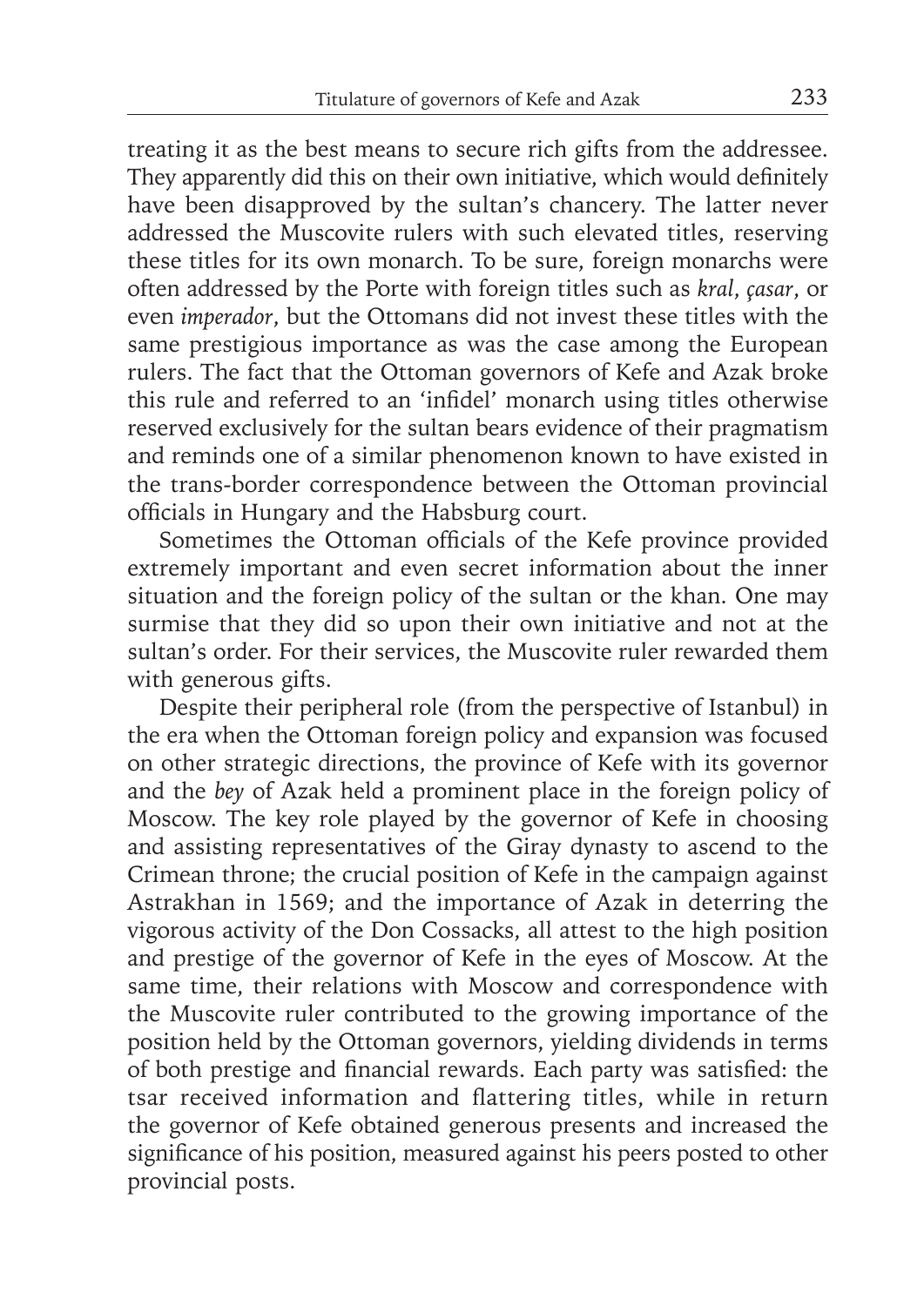treating it as the best means to secure rich gifts from the addressee. They apparently did this on their own initiative, which would definitely have been disapproved by the sultan's chancery. The latter never addressed the Muscovite rulers with such elevated titles, reserving these titles for its own monarch. To be sure, foreign monarchs were often addressed by the Porte with foreign titles such as *kral*, *çasar*, or even *imperador*, but the Ottomans did not invest these titles with the same prestigious importance as was the case among the European rulers. The fact that the Ottoman governors of Kefe and Azak broke this rule and referred to an 'infidel' monarch using titles otherwise reserved exclusively for the sultan bears evidence of their pragmatism and reminds one of a similar phenomenon known to have existed in the trans-border correspondence between the Ottoman provincial officials in Hungary and the Habsburg court.

Sometimes the Ottoman officials of the Kefe province provided extremely important and even secret information about the inner situation and the foreign policy of the sultan or the khan. One may surmise that they did so upon their own initiative and not at the sultan's order. For their services, the Muscovite ruler rewarded them with generous gifts.

Despite their peripheral role (from the perspective of Istanbul) in the era when the Ottoman foreign policy and expansion was focused on other strategic directions, the province of Kefe with its governor and the *bey* of Azak held a prominent place in the foreign policy of Moscow. The key role played by the governor of Kefe in choosing and assisting representatives of the Giray dynasty to ascend to the Crimean throne; the crucial position of Kefe in the campaign against Astrakhan in 1569; and the importance of Azak in deterring the vigorous activity of the Don Cossacks, all attest to the high position and prestige of the governor of Kefe in the eyes of Moscow. At the same time, their relations with Moscow and correspondence with the Muscovite ruler contributed to the growing importance of the position held by the Ottoman governors, yielding dividends in terms of both prestige and financial rewards. Each party was satisfied: the tsar received information and flattering titles, while in return the governor of Kefe obtained generous presents and increased the significance of his position, measured against his peers posted to other provincial posts.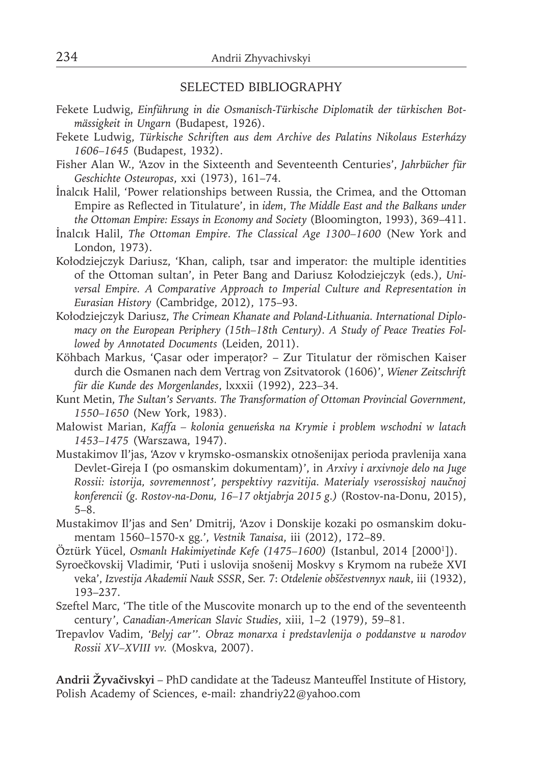## SELECTED BIBLIOGRAPHY

Fekete Ludwig, *Einführung in die Osmanisch-Türkische Diplomatik der türkischen Botmässigkeit in Ungarn* (Budapest, 1926).

Fekete Ludwig, *Türkische Schriften aus dem Archive des Palatins Nikolaus Esterházy 1606–1645* (Budapest, 1932).

Fisher Alan W., 'Azov in the Sixteenth and Seventeenth Centuries', *Jahrbücher für Geschichte Osteuropas*, xxi (1973), 161–74.

İnalcık Halil, 'Power relationships between Russia, the Crimea, and the Ottoman Empire as Reflected in Titulature', in *idem*, *The Middle East and the Balkans under the Ottoman Empire: Essays in Economy and Society* (Bloomington, 1993), 369–411.

İnalcık Halil, *The Ottoman Empire. The Classical Age 1300–1600* (New York and London, 1973).

Kołodziejczyk Dariusz, 'Khan, caliph, tsar and imperator: the multiple identities of the Ottoman sultan', in Peter Bang and Dariusz Kołodziejczyk (eds.), *Universal Empire. A Comparative Approach to Imperial Culture and Representation in Eurasian History* (Cambridge, 2012), 175–93.

Kołodziejczyk Dariusz, *The Crimean Khanate and Poland-Lithuania. International Diplomacy on the European Periphery (15th–18th Century). A Study of Peace Treaties Followed by Annotated Documents* (Leiden, 2011).

Köhbach Markus, 'Çasar oder imperaṭor? – Zur Titulatur der römischen Kaiser durch die Osmanen nach dem Vertrag von Zsitvatorok (1606)', *Wiener Zeitschrift für die Kunde des Morgenlandes*, lxxxii (1992), 223–34.

Kunt Metin, *The Sultan's Servants. The Transformation of Ottoman Provincial Government, 1550–1650* (New York, 1983).

Małowist Marian, *Kaffa – kolonia genueńska na Krymie i problem wschodni w latach 1453–1475* (Warszawa, 1947).

Mustakimov Il'jas, 'Azov v krymsko-osmanskix otnošenijax perioda pravlenija xana Devlet-Gireja I (po osmanskim dokumentam)', in *Arxivy i arxivnoje delo na Juge Rossii: istorija, sovremennost', perspektivy razvitija. Materialy vserossiskoj naučnoj konferencii (g. Rostov-na-Donu, 16–17 oktjabrja 2015 g.)* (Rostov-na-Donu, 2015), 5–8.

Mustakimov Il'jas and Sen' Dmitrij, 'Azov i Donskije kozaki po osmanskim dokumentam 1560–1570-x gg.', *Vestnik Tanaisa*, iii (2012), 172–89.

Öztürk Yücel, *Osmanlı Hakimiyetinde Kefe (1475–1600)* (Istanbul, 2014 [2000[1]]).

Syroečkovskij Vladimir, 'Puti i uslovija snošenij Moskvy s Krymom na rubeže XVI veka', *Izvestija Akademii Nauk SSSR*, Ser. 7: *Otdelenie obščestvennyx nauk*, iii (1932), 193–237.

Szeftel Marc, 'The title of the Muscovite monarch up to the end of the seventeenth century', *Canadian-American Slavic Studies*, xiii, 1–2 (1979), 59–81.

Trepavlov Vadim, *'Belyj car''. Obraz monarxa i predstavlenija o poddanstve u narodov Rossii XV–XVIII vv.* (Moskva, 2007).

**Andrii Žyvačivskyi** – PhD candidate at the Tadeusz Manteuffel Institute of History, Polish Academy of Sciences, e-mail: zhandriy22@yahoo.com